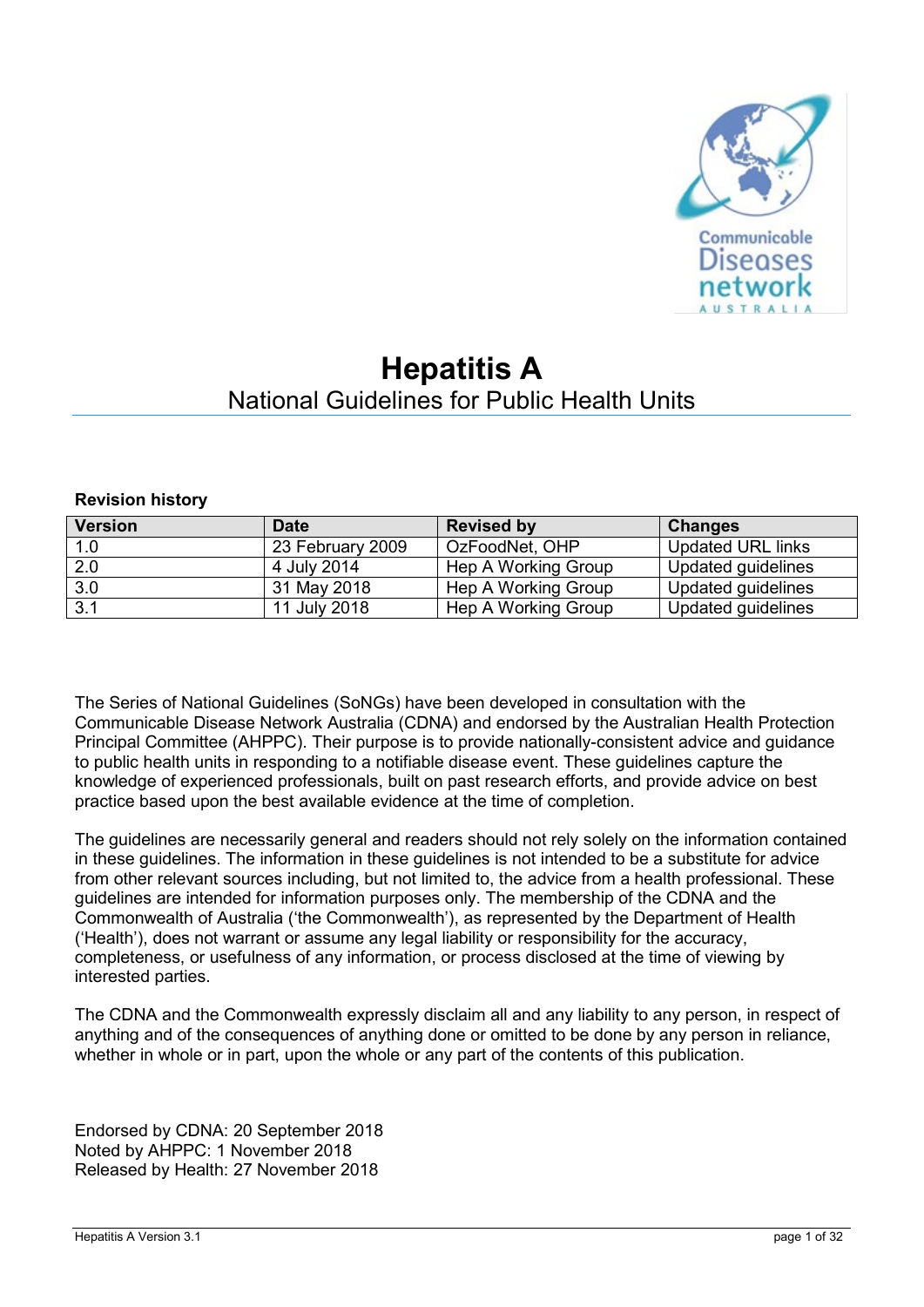# Hepatitis A

## National Guidelines for Public Health Units

**Revision history**

| Version | Date | Revised by | Changes |
|---|---|---|---|
| 1.0 | 23 February 2009 | OzFoodNet, OHP | Updated URL links |
| 2.0 | 4 July 2014 | Hep A Working Group | Updated guidelines |
| 3.0 | 31 May 2018 | Hep A Working Group | Updated guidelines |
| 3.1 | 11 July 2018 | Hep A Working Group | Updated guidelines |

The Series of National Guidelines (SoNGs) have been developed in consultation with the Communicable Disease Network Australia (CDNA) and endorsed by the Australian Health Protection Principal Committee (AHPPC). Their purpose is to provide nationally-consistent advice and guidance to public health units in responding to a notifiable disease event. These guidelines capture the knowledge of experienced professionals, built on past research efforts, and provide advice on best practice based upon the best available evidence at the time of completion.

The guidelines are necessarily general and readers should not rely solely on the information contained in these guidelines. The information in these guidelines is not intended to be a substitute for advice from other relevant sources including, but not limited to, the advice from a health professional. These guidelines are intended for information purposes only. The membership of the CDNA and the Commonwealth of Australia ('the Commonwealth'), as represented by the Department of Health ('Health'), does not warrant or assume any legal liability or responsibility for the accuracy, completeness, or usefulness of any information, or process disclosed at the time of viewing by interested parties.

The CDNA and the Commonwealth expressly disclaim all and any liability to any person, in respect of anything and of the consequences of anything done or omitted to be done by any person in reliance, whether in whole or in part, upon the whole or any part of the contents of this publication.

Endorsed by CDNA: 20 September 2018
Noted by AHPPC: 1 November 2018
Released by Health: 27 November 2018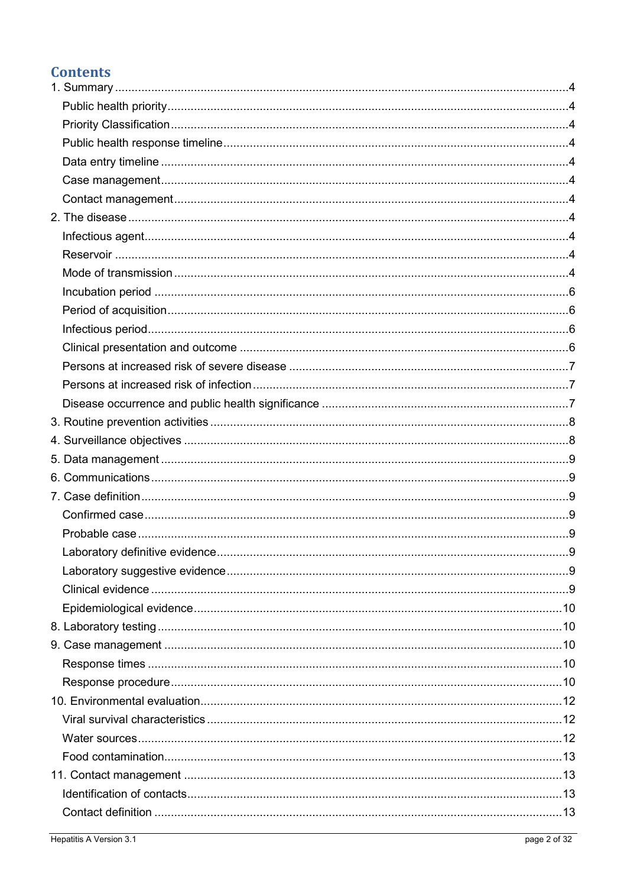## Contents

1. Summary ..... 4
    - Public health priority ..... 4
    - Priority Classification ..... 4
    - Public health response timeline ..... 4
    - Data entry timeline ..... 4
    - Case management ..... 4
    - Contact management ..... 4
2. The disease ..... 4
    - Infectious agent ..... 4
    - Reservoir ..... 4
    - Mode of transmission ..... 4
    - Incubation period ..... 6
    - Period of acquisition ..... 6
    - Infectious period ..... 6
    - Clinical presentation and outcome ..... 6
    - Persons at increased risk of severe disease ..... 7
    - Persons at increased risk of infection ..... 7
    - Disease occurrence and public health significance ..... 7
3. Routine prevention activities ..... 8
4. Surveillance objectives ..... 8
5. Data management ..... 9
6. Communications ..... 9
7. Case definition ..... 9
    - Confirmed case ..... 9
    - Probable case ..... 9
    - Laboratory definitive evidence ..... 9
    - Laboratory suggestive evidence ..... 9
    - Clinical evidence ..... 9
    - Epidemiological evidence ..... 10
8. Laboratory testing ..... 10
9. Case management ..... 10
    - Response times ..... 10
    - Response procedure ..... 10
10. Environmental evaluation ..... 12
    - Viral survival characteristics ..... 12
    - Water sources ..... 12
    - Food contamination ..... 13
11. Contact management ..... 13
    - Identification of contacts ..... 13
    - Contact definition ..... 13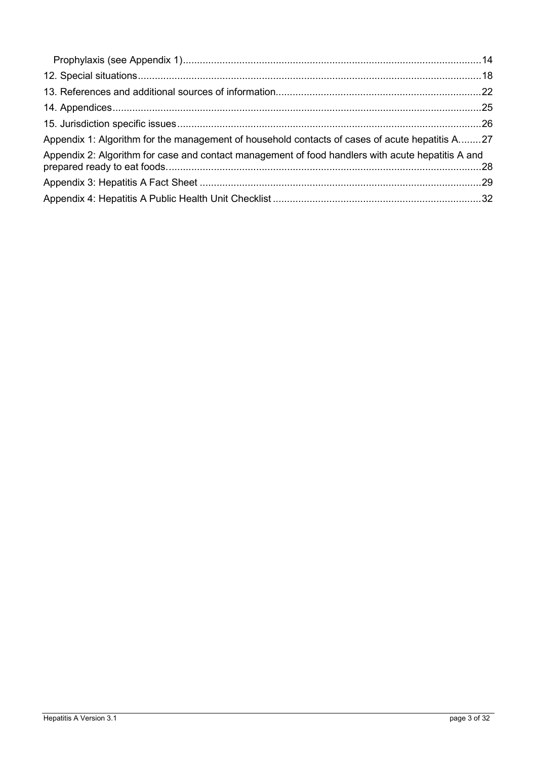Prophylaxis (see Appendix 1)....................................................................................................14

12. Special situations....................................................................................................................18

13. References and additional sources of information....................................................................22

14. Appendices...............................................................................................................................25

15. Jurisdiction specific issues........................................................................................................26

Appendix 1: Algorithm for the management of household contacts of cases of acute hepatitis A........27

Appendix 2: Algorithm for case and contact management of food handlers with acute hepatitis A and prepared ready to eat foods.....................................................................................................28

Appendix 3: Hepatitis A Fact Sheet...............................................................................................29

Appendix 4: Hepatitis A Public Health Unit Checklist......................................................................32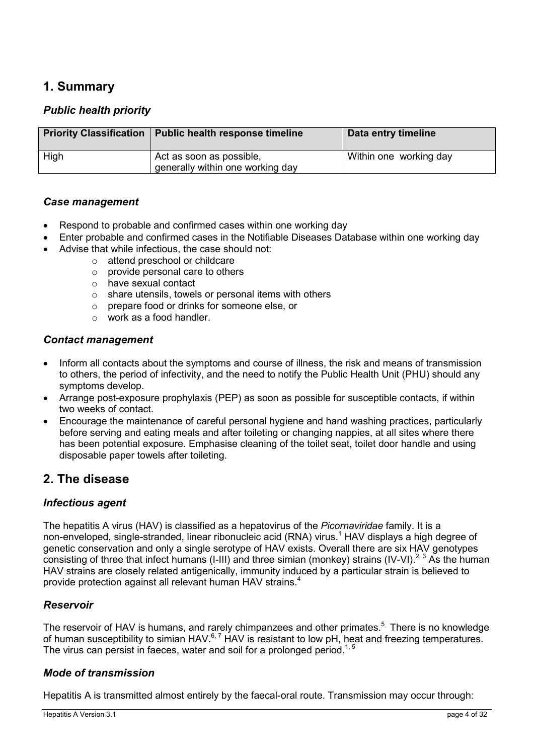## 1. Summary

### *Public health priority*

| Priority Classification | Public health response timeline | Data entry timeline |
| --- | --- | --- |
| High | Act as soon as possible, generally within one working day | Within one working day |

### *Case management*

- Respond to probable and confirmed cases within one working day
- Enter probable and confirmed cases in the Notifiable Diseases Database within one working day
- Advise that while infectious, the case should not:
    - attend preschool or childcare
    - provide personal care to others
    - have sexual contact
    - share utensils, towels or personal items with others
    - prepare food or drinks for someone else, or
    - work as a food handler.

### *Contact management*

- Inform all contacts about the symptoms and course of illness, the risk and means of transmission to others, the period of infectivity, and the need to notify the Public Health Unit (PHU) should any symptoms develop.
- Arrange post-exposure prophylaxis (PEP) as soon as possible for susceptible contacts, if within two weeks of contact.
- Encourage the maintenance of careful personal hygiene and hand washing practices, particularly before serving and eating meals and after toileting or changing nappies, at all sites where there has been potential exposure. Emphasise cleaning of the toilet seat, toilet door handle and using disposable paper towels after toileting.

## 2. The disease

### *Infectious agent*

The hepatitis A virus (HAV) is classified as a hepatovirus of the *Picornaviridae* family. It is a non-enveloped, single-stranded, linear ribonucleic acid (RNA) virus.[1] HAV displays a high degree of genetic conservation and only a single serotype of HAV exists. Overall there are six HAV genotypes consisting of three that infect humans (I-III) and three simian (monkey) strains (IV-VI).[2, 3] As the human HAV strains are closely related antigenically, immunity induced by a particular strain is believed to provide protection against all relevant human HAV strains.[4]

### *Reservoir*

The reservoir of HAV is humans, and rarely chimpanzees and other primates.[5] There is no knowledge of human susceptibility to simian HAV.[6, 7] HAV is resistant to low pH, heat and freezing temperatures. The virus can persist in faeces, water and soil for a prolonged period.[1, 5]

### *Mode of transmission*

Hepatitis A is transmitted almost entirely by the faecal-oral route. Transmission may occur through: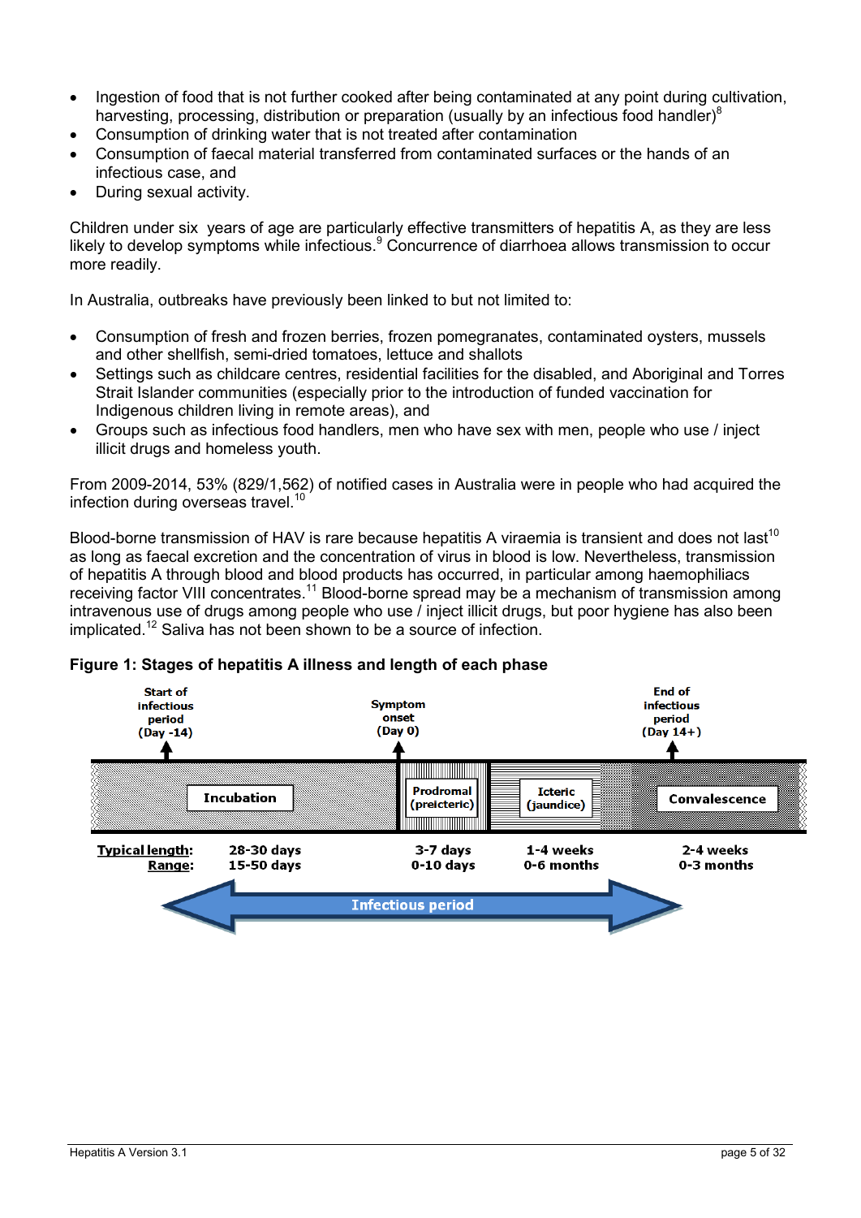- Ingestion of food that is not further cooked after being contaminated at any point during cultivation, harvesting, processing, distribution or preparation (usually by an infectious food handler)[8]
- Consumption of drinking water that is not treated after contamination
- Consumption of faecal material transferred from contaminated surfaces or the hands of an infectious case, and
- During sexual activity.

Children under six years of age are particularly effective transmitters of hepatitis A, as they are less likely to develop symptoms while infectious.[9] Concurrence of diarrhoea allows transmission to occur more readily.

In Australia, outbreaks have previously been linked to but not limited to:

- Consumption of fresh and frozen berries, frozen pomegranates, contaminated oysters, mussels and other shellfish, semi-dried tomatoes, lettuce and shallots
- Settings such as childcare centres, residential facilities for the disabled, and Aboriginal and Torres Strait Islander communities (especially prior to the introduction of funded vaccination for Indigenous children living in remote areas), and
- Groups such as infectious food handlers, men who have sex with men, people who use / inject illicit drugs and homeless youth.

From 2009-2014, 53% (829/1,562) of notified cases in Australia were in people who had acquired the infection during overseas travel.[10]

Blood-borne transmission of HAV is rare because hepatitis A viraemia is transient and does not last[10] as long as faecal excretion and the concentration of virus in blood is low. Nevertheless, transmission of hepatitis A through blood and blood products has occurred, in particular among haemophiliacs receiving factor VIII concentrates.[11] Blood-borne spread may be a mechanism of transmission among intravenous use of drugs among people who use / inject illicit drugs, but poor hygiene has also been implicated.[12] Saliva has not been shown to be a source of infection.

**Figure 1: Stages of hepatitis A illness and length of each phase**

| | Incubation | Prodromal (preicteric) | Icteric (jaundice) | Convalescence |
|---|---|---|---|---|
| **Typical length:** | 28-30 days | 3-7 days | 1-4 weeks | 2-4 weeks |
| **Range:** | 15-50 days | 0-10 days | 0-6 months | 0-3 months |

Start of infectious period (Day -14) — Symptom onset (Day 0) — End of infectious period (Day 14+)

Infectious period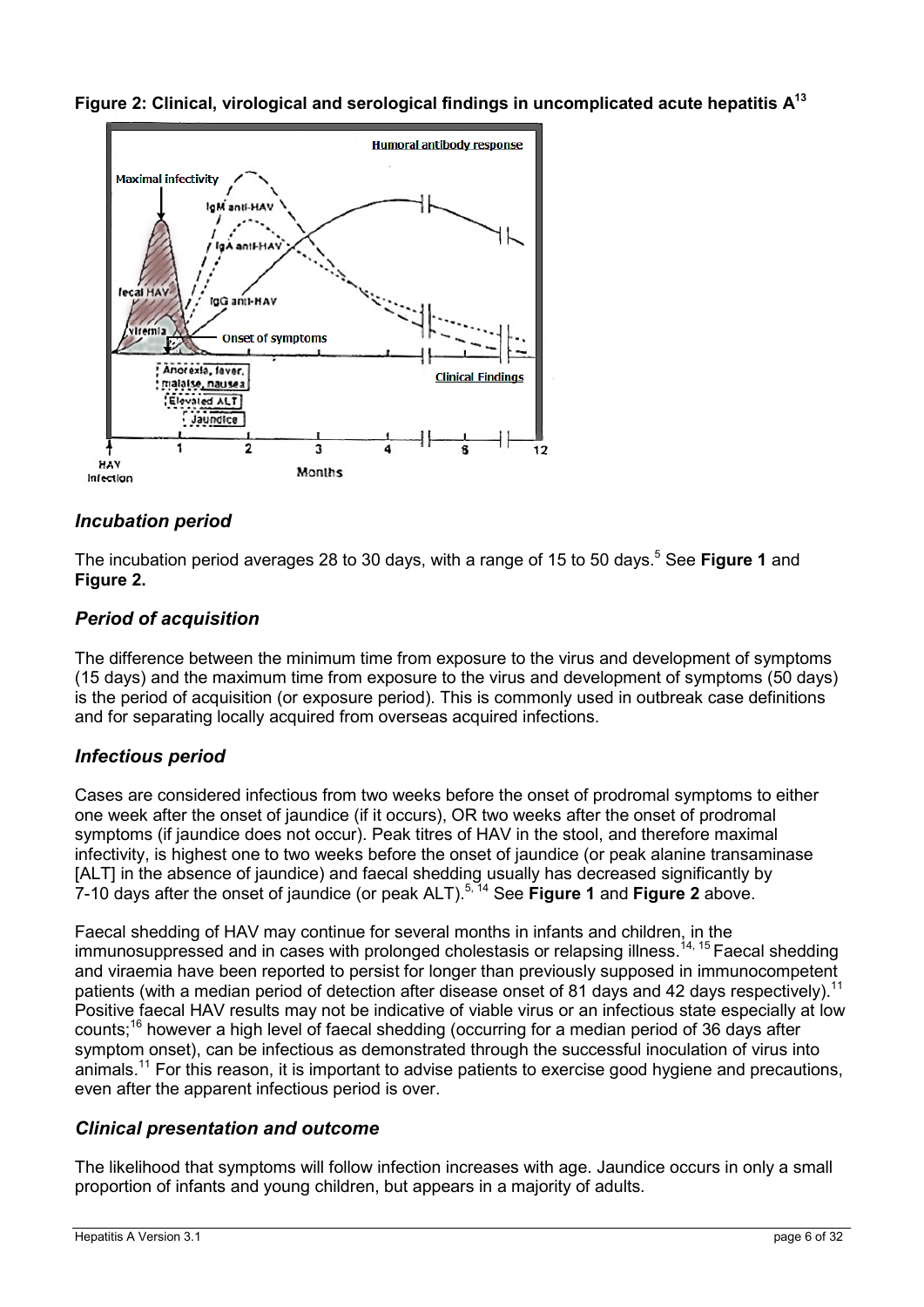**Figure 2: Clinical, virological and serological findings in uncomplicated acute hepatitis A[13]**

### *Incubation period*

The incubation period averages 28 to 30 days, with a range of 15 to 50 days.[5] See **Figure 1** and **Figure 2.**

### *Period of acquisition*

The difference between the minimum time from exposure to the virus and development of symptoms (15 days) and the maximum time from exposure to the virus and development of symptoms (50 days) is the period of acquisition (or exposure period). This is commonly used in outbreak case definitions and for separating locally acquired from overseas acquired infections.

### *Infectious period*

Cases are considered infectious from two weeks before the onset of prodromal symptoms to either one week after the onset of jaundice (if it occurs), OR two weeks after the onset of prodromal symptoms (if jaundice does not occur). Peak titres of HAV in the stool, and therefore maximal infectivity, is highest one to two weeks before the onset of jaundice (or peak alanine transaminase [ALT] in the absence of jaundice) and faecal shedding usually has decreased significantly by 7-10 days after the onset of jaundice (or peak ALT).[5, 14] See **Figure 1** and **Figure 2** above.

Faecal shedding of HAV may continue for several months in infants and children, in the immunosuppressed and in cases with prolonged cholestasis or relapsing illness.[14, 15] Faecal shedding and viraemia have been reported to persist for longer than previously supposed in immunocompetent patients (with a median period of detection after disease onset of 81 days and 42 days respectively).[11] Positive faecal HAV results may not be indicative of viable virus or an infectious state especially at low counts;[16] however a high level of faecal shedding (occurring for a median period of 36 days after symptom onset), can be infectious as demonstrated through the successful inoculation of virus into animals.[11] For this reason, it is important to advise patients to exercise good hygiene and precautions, even after the apparent infectious period is over.

### *Clinical presentation and outcome*

The likelihood that symptoms will follow infection increases with age. Jaundice occurs in only a small proportion of infants and young children, but appears in a majority of adults.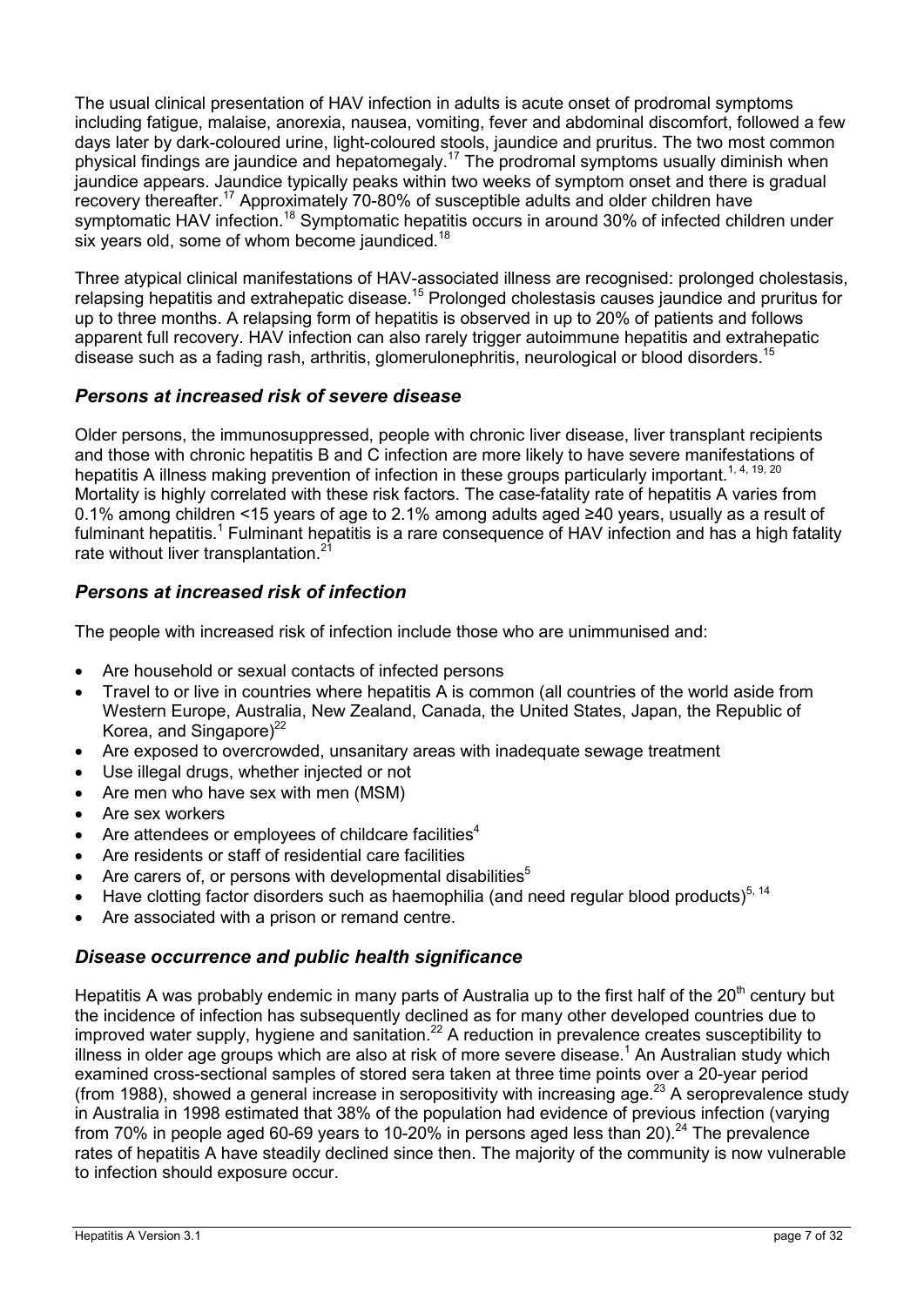The usual clinical presentation of HAV infection in adults is acute onset of prodromal symptoms including fatigue, malaise, anorexia, nausea, vomiting, fever and abdominal discomfort, followed a few days later by dark-coloured urine, light-coloured stools, jaundice and pruritus. The two most common physical findings are jaundice and hepatomegaly.[17] The prodromal symptoms usually diminish when jaundice appears. Jaundice typically peaks within two weeks of symptom onset and there is gradual recovery thereafter.[17] Approximately 70-80% of susceptible adults and older children have symptomatic HAV infection.[18] Symptomatic hepatitis occurs in around 30% of infected children under six years old, some of whom become jaundiced.[18]

Three atypical clinical manifestations of HAV-associated illness are recognised: prolonged cholestasis, relapsing hepatitis and extrahepatic disease.[15] Prolonged cholestasis causes jaundice and pruritus for up to three months. A relapsing form of hepatitis is observed in up to 20% of patients and follows apparent full recovery. HAV infection can also rarely trigger autoimmune hepatitis and extrahepatic disease such as a fading rash, arthritis, glomerulonephritis, neurological or blood disorders.[15]

## *Persons at increased risk of severe disease*

Older persons, the immunosuppressed, people with chronic liver disease, liver transplant recipients and those with chronic hepatitis B and C infection are more likely to have severe manifestations of hepatitis A illness making prevention of infection in these groups particularly important.[1, 4, 19, 20] Mortality is highly correlated with these risk factors. The case-fatality rate of hepatitis A varies from 0.1% among children <15 years of age to 2.1% among adults aged ≥40 years, usually as a result of fulminant hepatitis.[1] Fulminant hepatitis is a rare consequence of HAV infection and has a high fatality rate without liver transplantation.[21]

## *Persons at increased risk of infection*

The people with increased risk of infection include those who are unimmunised and:

- Are household or sexual contacts of infected persons
- Travel to or live in countries where hepatitis A is common (all countries of the world aside from Western Europe, Australia, New Zealand, Canada, the United States, Japan, the Republic of Korea, and Singapore)[22]
- Are exposed to overcrowded, unsanitary areas with inadequate sewage treatment
- Use illegal drugs, whether injected or not
- Are men who have sex with men (MSM)
- Are sex workers
- Are attendees or employees of childcare facilities[4]
- Are residents or staff of residential care facilities
- Are carers of, or persons with developmental disabilities[5]
- Have clotting factor disorders such as haemophilia (and need regular blood products)[5, 14]
- Are associated with a prison or remand centre.

## *Disease occurrence and public health significance*

Hepatitis A was probably endemic in many parts of Australia up to the first half of the 20th century but the incidence of infection has subsequently declined as for many other developed countries due to improved water supply, hygiene and sanitation.[22] A reduction in prevalence creates susceptibility to illness in older age groups which are also at risk of more severe disease.[1] An Australian study which examined cross-sectional samples of stored sera taken at three time points over a 20-year period (from 1988), showed a general increase in seropositivity with increasing age.[23] A seroprevalence study in Australia in 1998 estimated that 38% of the population had evidence of previous infection (varying from 70% in people aged 60-69 years to 10-20% in persons aged less than 20).[24] The prevalence rates of hepatitis A have steadily declined since then. The majority of the community is now vulnerable to infection should exposure occur.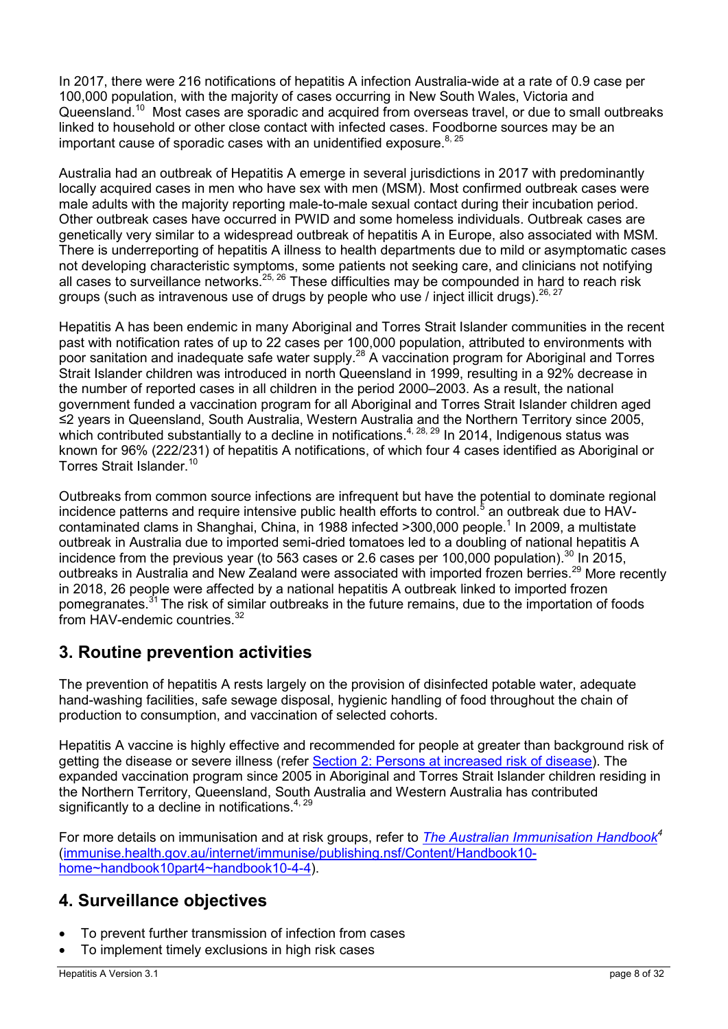In 2017, there were 216 notifications of hepatitis A infection Australia-wide at a rate of 0.9 case per 100,000 population, with the majority of cases occurring in New South Wales, Victoria and Queensland.[10] Most cases are sporadic and acquired from overseas travel, or due to small outbreaks linked to household or other close contact with infected cases. Foodborne sources may be an important cause of sporadic cases with an unidentified exposure.[8, 25]

Australia had an outbreak of Hepatitis A emerge in several jurisdictions in 2017 with predominantly locally acquired cases in men who have sex with men (MSM). Most confirmed outbreak cases were male adults with the majority reporting male-to-male sexual contact during their incubation period. Other outbreak cases have occurred in PWID and some homeless individuals. Outbreak cases are genetically very similar to a widespread outbreak of hepatitis A in Europe, also associated with MSM. There is underreporting of hepatitis A illness to health departments due to mild or asymptomatic cases not developing characteristic symptoms, some patients not seeking care, and clinicians not notifying all cases to surveillance networks.[25, 26] These difficulties may be compounded in hard to reach risk groups (such as intravenous use of drugs by people who use / inject illicit drugs).[26, 27]

Hepatitis A has been endemic in many Aboriginal and Torres Strait Islander communities in the recent past with notification rates of up to 22 cases per 100,000 population, attributed to environments with poor sanitation and inadequate safe water supply.[28] A vaccination program for Aboriginal and Torres Strait Islander children was introduced in north Queensland in 1999, resulting in a 92% decrease in the number of reported cases in all children in the period 2000–2003. As a result, the national government funded a vaccination program for all Aboriginal and Torres Strait Islander children aged ≤2 years in Queensland, South Australia, Western Australia and the Northern Territory since 2005, which contributed substantially to a decline in notifications.[4, 28, 29] In 2014, Indigenous status was known for 96% (222/231) of hepatitis A notifications, of which four 4 cases identified as Aboriginal or Torres Strait Islander.[10]

Outbreaks from common source infections are infrequent but have the potential to dominate regional incidence patterns and require intensive public health efforts to control.[5] an outbreak due to HAV-contaminated clams in Shanghai, China, in 1988 infected >300,000 people.[1] In 2009, a multistate outbreak in Australia due to imported semi-dried tomatoes led to a doubling of national hepatitis A incidence from the previous year (to 563 cases or 2.6 cases per 100,000 population).[30] In 2015, outbreaks in Australia and New Zealand were associated with imported frozen berries.[29] More recently in 2018, 26 people were affected by a national hepatitis A outbreak linked to imported frozen pomegranates.[31] The risk of similar outbreaks in the future remains, due to the importation of foods from HAV-endemic countries.[32]

## 3. Routine prevention activities

The prevention of hepatitis A rests largely on the provision of disinfected potable water, adequate hand-washing facilities, safe sewage disposal, hygienic handling of food throughout the chain of production to consumption, and vaccination of selected cohorts.

Hepatitis A vaccine is highly effective and recommended for people at greater than background risk of getting the disease or severe illness (refer Section 2: Persons at increased risk of disease). The expanded vaccination program since 2005 in Aboriginal and Torres Strait Islander children residing in the Northern Territory, Queensland, South Australia and Western Australia has contributed significantly to a decline in notifications.[4, 29]

For more details on immunisation and at risk groups, refer to *The Australian Immunisation Handbook*[4] (immunise.health.gov.au/internet/immunise/publishing.nsf/Content/Handbook10-home~handbook10part4~handbook10-4-4).

## 4. Surveillance objectives

- To prevent further transmission of infection from cases
- To implement timely exclusions in high risk cases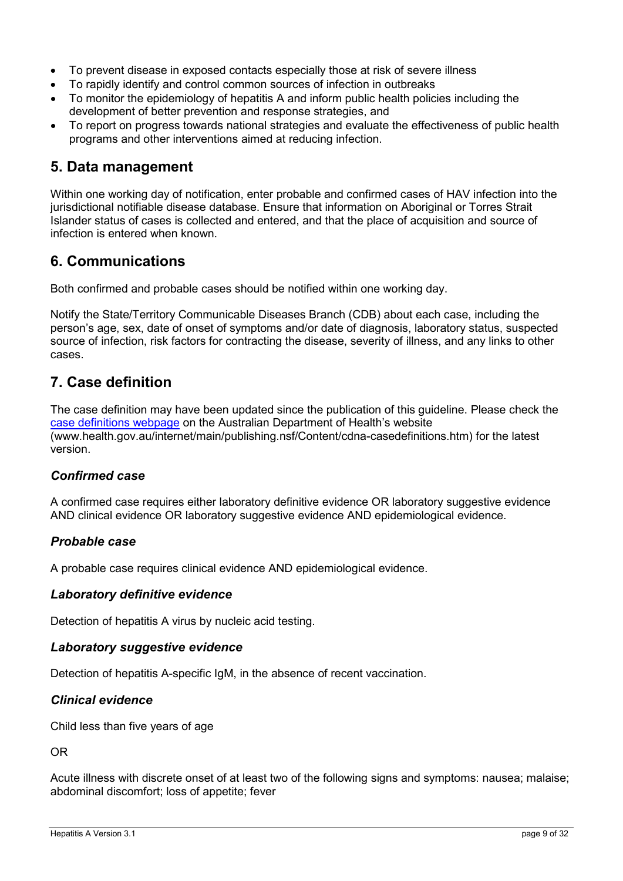- To prevent disease in exposed contacts especially those at risk of severe illness
- To rapidly identify and control common sources of infection in outbreaks
- To monitor the epidemiology of hepatitis A and inform public health policies including the development of better prevention and response strategies, and
- To report on progress towards national strategies and evaluate the effectiveness of public health programs and other interventions aimed at reducing infection.

## 5. Data management

Within one working day of notification, enter probable and confirmed cases of HAV infection into the jurisdictional notifiable disease database. Ensure that information on Aboriginal or Torres Strait Islander status of cases is collected and entered, and that the place of acquisition and source of infection is entered when known.

## 6. Communications

Both confirmed and probable cases should be notified within one working day.

Notify the State/Territory Communicable Diseases Branch (CDB) about each case, including the person's age, sex, date of onset of symptoms and/or date of diagnosis, laboratory status, suspected source of infection, risk factors for contracting the disease, severity of illness, and any links to other cases.

## 7. Case definition

The case definition may have been updated since the publication of this guideline. Please check the [case definitions webpage](www.health.gov.au/internet/main/publishing.nsf/Content/cdna-casedefinitions.htm) on the Australian Department of Health's website (www.health.gov.au/internet/main/publishing.nsf/Content/cdna-casedefinitions.htm) for the latest version.

### *Confirmed case*

A confirmed case requires either laboratory definitive evidence OR laboratory suggestive evidence AND clinical evidence OR laboratory suggestive evidence AND epidemiological evidence.

### *Probable case*

A probable case requires clinical evidence AND epidemiological evidence.

### *Laboratory definitive evidence*

Detection of hepatitis A virus by nucleic acid testing.

### *Laboratory suggestive evidence*

Detection of hepatitis A-specific IgM, in the absence of recent vaccination.

### *Clinical evidence*

Child less than five years of age

OR

Acute illness with discrete onset of at least two of the following signs and symptoms: nausea; malaise; abdominal discomfort; loss of appetite; fever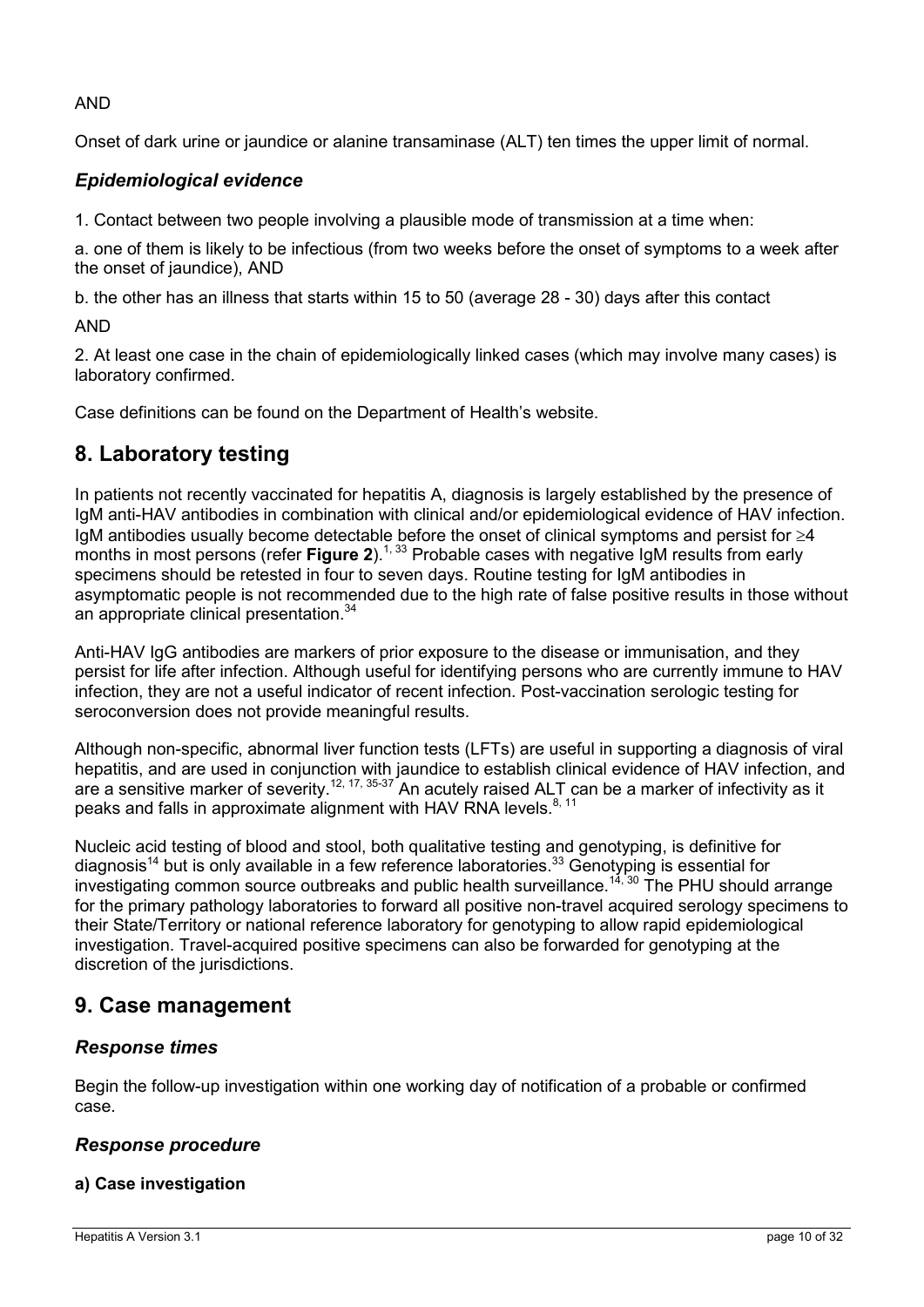AND

Onset of dark urine or jaundice or alanine transaminase (ALT) ten times the upper limit of normal.

### *Epidemiological evidence*

1. Contact between two people involving a plausible mode of transmission at a time when:

a. one of them is likely to be infectious (from two weeks before the onset of symptoms to a week after the onset of jaundice), AND

b. the other has an illness that starts within 15 to 50 (average 28 - 30) days after this contact

AND

2. At least one case in the chain of epidemiologically linked cases (which may involve many cases) is laboratory confirmed.

Case definitions can be found on the Department of Health's website.

## 8. Laboratory testing

In patients not recently vaccinated for hepatitis A, diagnosis is largely established by the presence of IgM anti-HAV antibodies in combination with clinical and/or epidemiological evidence of HAV infection. IgM antibodies usually become detectable before the onset of clinical symptoms and persist for $\geq$4 months in most persons (refer **Figure 2**).[1, 33] Probable cases with negative IgM results from early specimens should be retested in four to seven days. Routine testing for IgM antibodies in asymptomatic people is not recommended due to the high rate of false positive results in those without an appropriate clinical presentation.[34]

Anti-HAV IgG antibodies are markers of prior exposure to the disease or immunisation, and they persist for life after infection. Although useful for identifying persons who are currently immune to HAV infection, they are not a useful indicator of recent infection. Post-vaccination serologic testing for seroconversion does not provide meaningful results.

Although non-specific, abnormal liver function tests (LFTs) are useful in supporting a diagnosis of viral hepatitis, and are used in conjunction with jaundice to establish clinical evidence of HAV infection, and are a sensitive marker of severity.[12, 17, 35-37] An acutely raised ALT can be a marker of infectivity as it peaks and falls in approximate alignment with HAV RNA levels.[8, 11]

Nucleic acid testing of blood and stool, both qualitative testing and genotyping, is definitive for diagnosis[14] but is only available in a few reference laboratories.[33] Genotyping is essential for investigating common source outbreaks and public health surveillance.[14, 30] The PHU should arrange for the primary pathology laboratories to forward all positive non-travel acquired serology specimens to their State/Territory or national reference laboratory for genotyping to allow rapid epidemiological investigation. Travel-acquired positive specimens can also be forwarded for genotyping at the discretion of the jurisdictions.

## 9. Case management

### *Response times*

Begin the follow-up investigation within one working day of notification of a probable or confirmed case.

### *Response procedure*

#### a) Case investigation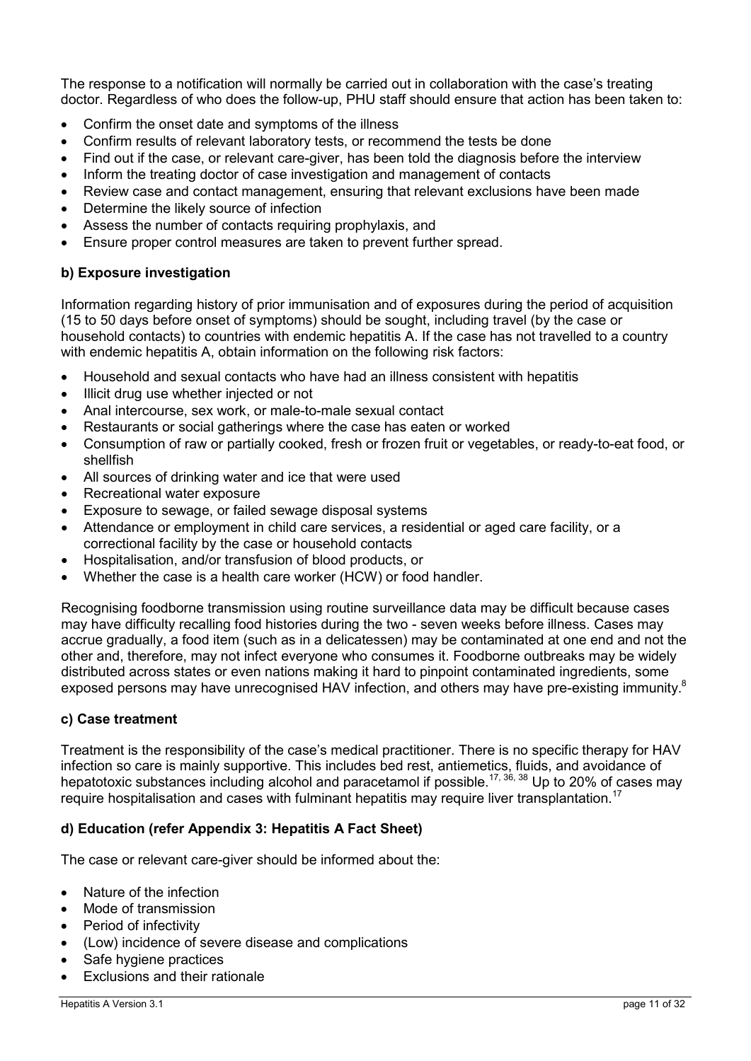The response to a notification will normally be carried out in collaboration with the case's treating doctor. Regardless of who does the follow-up, PHU staff should ensure that action has been taken to:

- Confirm the onset date and symptoms of the illness
- Confirm results of relevant laboratory tests, or recommend the tests be done
- Find out if the case, or relevant care-giver, has been told the diagnosis before the interview
- Inform the treating doctor of case investigation and management of contacts
- Review case and contact management, ensuring that relevant exclusions have been made
- Determine the likely source of infection
- Assess the number of contacts requiring prophylaxis, and
- Ensure proper control measures are taken to prevent further spread.

### b) Exposure investigation

Information regarding history of prior immunisation and of exposures during the period of acquisition (15 to 50 days before onset of symptoms) should be sought, including travel (by the case or household contacts) to countries with endemic hepatitis A. If the case has not travelled to a country with endemic hepatitis A, obtain information on the following risk factors:

- Household and sexual contacts who have had an illness consistent with hepatitis
- Illicit drug use whether injected or not
- Anal intercourse, sex work, or male-to-male sexual contact
- Restaurants or social gatherings where the case has eaten or worked
- Consumption of raw or partially cooked, fresh or frozen fruit or vegetables, or ready-to-eat food, or shellfish
- All sources of drinking water and ice that were used
- Recreational water exposure
- Exposure to sewage, or failed sewage disposal systems
- Attendance or employment in child care services, a residential or aged care facility, or a correctional facility by the case or household contacts
- Hospitalisation, and/or transfusion of blood products, or
- Whether the case is a health care worker (HCW) or food handler.

Recognising foodborne transmission using routine surveillance data may be difficult because cases may have difficulty recalling food histories during the two - seven weeks before illness. Cases may accrue gradually, a food item (such as in a delicatessen) may be contaminated at one end and not the other and, therefore, may not infect everyone who consumes it. Foodborne outbreaks may be widely distributed across states or even nations making it hard to pinpoint contaminated ingredients, some exposed persons may have unrecognised HAV infection, and others may have pre-existing immunity.[8]

### c) Case treatment

Treatment is the responsibility of the case's medical practitioner. There is no specific therapy for HAV infection so care is mainly supportive. This includes bed rest, antiemetics, fluids, and avoidance of hepatotoxic substances including alcohol and paracetamol if possible.[17, 36, 38] Up to 20% of cases may require hospitalisation and cases with fulminant hepatitis may require liver transplantation.[17]

### d) Education (refer Appendix 3: Hepatitis A Fact Sheet)

The case or relevant care-giver should be informed about the:

- Nature of the infection
- Mode of transmission
- Period of infectivity
- (Low) incidence of severe disease and complications
- Safe hygiene practices
- Exclusions and their rationale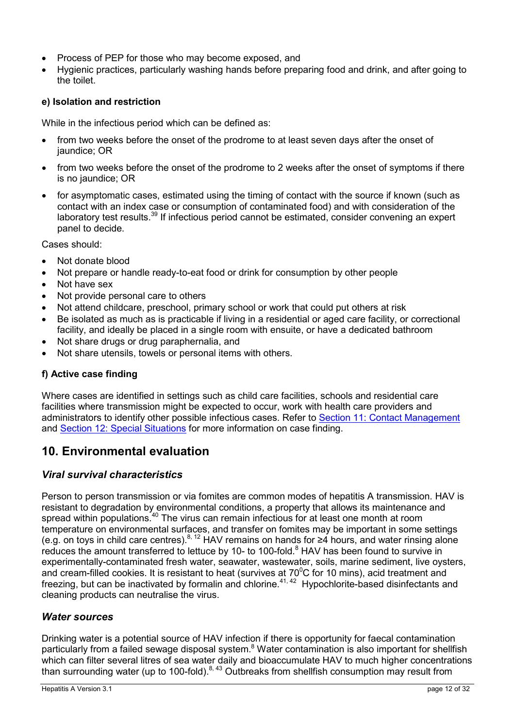- Process of PEP for those who may become exposed, and
- Hygienic practices, particularly washing hands before preparing food and drink, and after going to the toilet.

**e) Isolation and restriction**

While in the infectious period which can be defined as:

- from two weeks before the onset of the prodrome to at least seven days after the onset of jaundice; OR
- from two weeks before the onset of the prodrome to 2 weeks after the onset of symptoms if there is no jaundice; OR
- for asymptomatic cases, estimated using the timing of contact with the source if known (such as contact with an index case or consumption of contaminated food) and with consideration of the laboratory test results.[39] If infectious period cannot be estimated, consider convening an expert panel to decide.

Cases should:

- Not donate blood
- Not prepare or handle ready-to-eat food or drink for consumption by other people
- Not have sex
- Not provide personal care to others
- Not attend childcare, preschool, primary school or work that could put others at risk
- Be isolated as much as is practicable if living in a residential or aged care facility, or correctional facility, and ideally be placed in a single room with ensuite, or have a dedicated bathroom
- Not share drugs or drug paraphernalia, and
- Not share utensils, towels or personal items with others.

**f) Active case finding**

Where cases are identified in settings such as child care facilities, schools and residential care facilities where transmission might be expected to occur, work with health care providers and administrators to identify other possible infectious cases. Refer to Section 11: Contact Management and Section 12: Special Situations for more information on case finding.

## 10. Environmental evaluation

### *Viral survival characteristics*

Person to person transmission or via fomites are common modes of hepatitis A transmission. HAV is resistant to degradation by environmental conditions, a property that allows its maintenance and spread within populations.[40] The virus can remain infectious for at least one month at room temperature on environmental surfaces, and transfer on fomites may be important in some settings (e.g. on toys in child care centres).[8, 12] HAV remains on hands for ≥4 hours, and water rinsing alone reduces the amount transferred to lettuce by 10- to 100-fold.[8] HAV has been found to survive in experimentally-contaminated fresh water, seawater, wastewater, soils, marine sediment, live oysters, and cream-filled cookies. It is resistant to heat (survives at $70^0$C for 10 mins), acid treatment and freezing, but can be inactivated by formalin and chlorine.[41, 42] Hypochlorite-based disinfectants and cleaning products can neutralise the virus.

### *Water sources*

Drinking water is a potential source of HAV infection if there is opportunity for faecal contamination particularly from a failed sewage disposal system.[8] Water contamination is also important for shellfish which can filter several litres of sea water daily and bioaccumulate HAV to much higher concentrations than surrounding water (up to 100-fold).[8, 43] Outbreaks from shellfish consumption may result from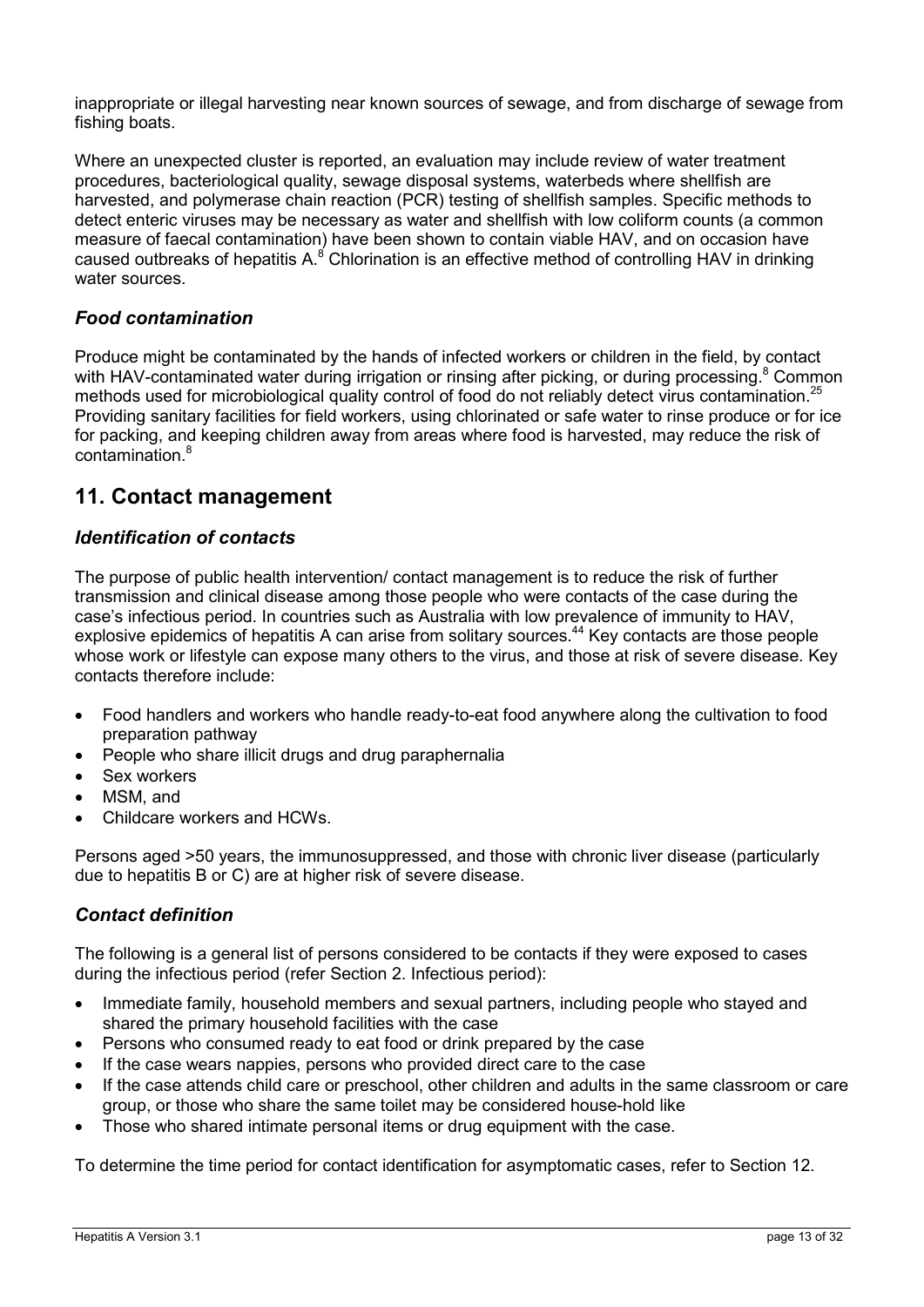inappropriate or illegal harvesting near known sources of sewage, and from discharge of sewage from fishing boats.

Where an unexpected cluster is reported, an evaluation may include review of water treatment procedures, bacteriological quality, sewage disposal systems, waterbeds where shellfish are harvested, and polymerase chain reaction (PCR) testing of shellfish samples. Specific methods to detect enteric viruses may be necessary as water and shellfish with low coliform counts (a common measure of faecal contamination) have been shown to contain viable HAV, and on occasion have caused outbreaks of hepatitis A.[8] Chlorination is an effective method of controlling HAV in drinking water sources.

### *Food contamination*

Produce might be contaminated by the hands of infected workers or children in the field, by contact with HAV-contaminated water during irrigation or rinsing after picking, or during processing.[8] Common methods used for microbiological quality control of food do not reliably detect virus contamination.[25] Providing sanitary facilities for field workers, using chlorinated or safe water to rinse produce or for ice for packing, and keeping children away from areas where food is harvested, may reduce the risk of contamination.[8]

## 11. Contact management

### *Identification of contacts*

The purpose of public health intervention/ contact management is to reduce the risk of further transmission and clinical disease among those people who were contacts of the case during the case's infectious period. In countries such as Australia with low prevalence of immunity to HAV, explosive epidemics of hepatitis A can arise from solitary sources.[44] Key contacts are those people whose work or lifestyle can expose many others to the virus, and those at risk of severe disease. Key contacts therefore include:

- Food handlers and workers who handle ready-to-eat food anywhere along the cultivation to food preparation pathway
- People who share illicit drugs and drug paraphernalia
- Sex workers
- MSM, and
- Childcare workers and HCWs.

Persons aged >50 years, the immunosuppressed, and those with chronic liver disease (particularly due to hepatitis B or C) are at higher risk of severe disease.

### *Contact definition*

The following is a general list of persons considered to be contacts if they were exposed to cases during the infectious period (refer Section 2. Infectious period):

- Immediate family, household members and sexual partners, including people who stayed and shared the primary household facilities with the case
- Persons who consumed ready to eat food or drink prepared by the case
- If the case wears nappies, persons who provided direct care to the case
- If the case attends child care or preschool, other children and adults in the same classroom or care group, or those who share the same toilet may be considered house-hold like
- Those who shared intimate personal items or drug equipment with the case.

To determine the time period for contact identification for asymptomatic cases, refer to Section 12.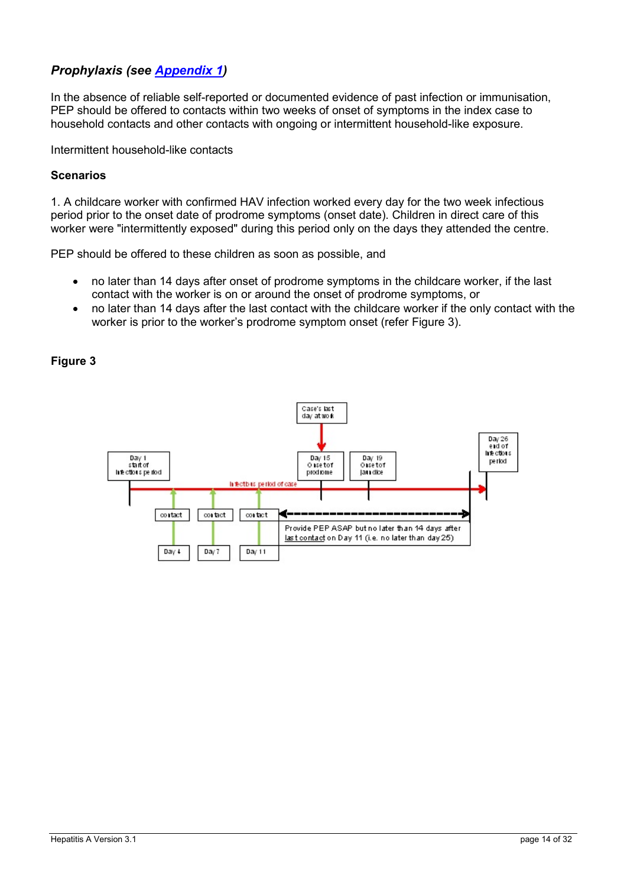### *Prophylaxis (see [Appendix 1](#))*

In the absence of reliable self-reported or documented evidence of past infection or immunisation, PEP should be offered to contacts within two weeks of onset of symptoms in the index case to household contacts and other contacts with ongoing or intermittent household-like exposure.

Intermittent household-like contacts

**Scenarios**

1. A childcare worker with confirmed HAV infection worked every day for the two week infectious period prior to the onset date of prodrome symptoms (onset date). Children in direct care of this worker were "intermittently exposed" during this period only on the days they attended the centre.

PEP should be offered to these children as soon as possible, and

- no later than 14 days after onset of prodrome symptoms in the childcare worker, if the last contact with the worker is on or around the onset of prodrome symptoms, or
- no later than 14 days after the last contact with the childcare worker if the only contact with the worker is prior to the worker's prodrome symptom onset (refer Figure 3).

**Figure 3**

Case's last day at work

Day 1 start of infectious period

Day 15 Onset of prodrome

Day 19 Onset of jaundice

Day 26 end of infectious period

Infectious period of case

contact — Day 4

contact — Day 7

contact — Day 11

Provide PEP ASAP but no later than 14 days after last contact on Day 11 (i.e. no later than day 25)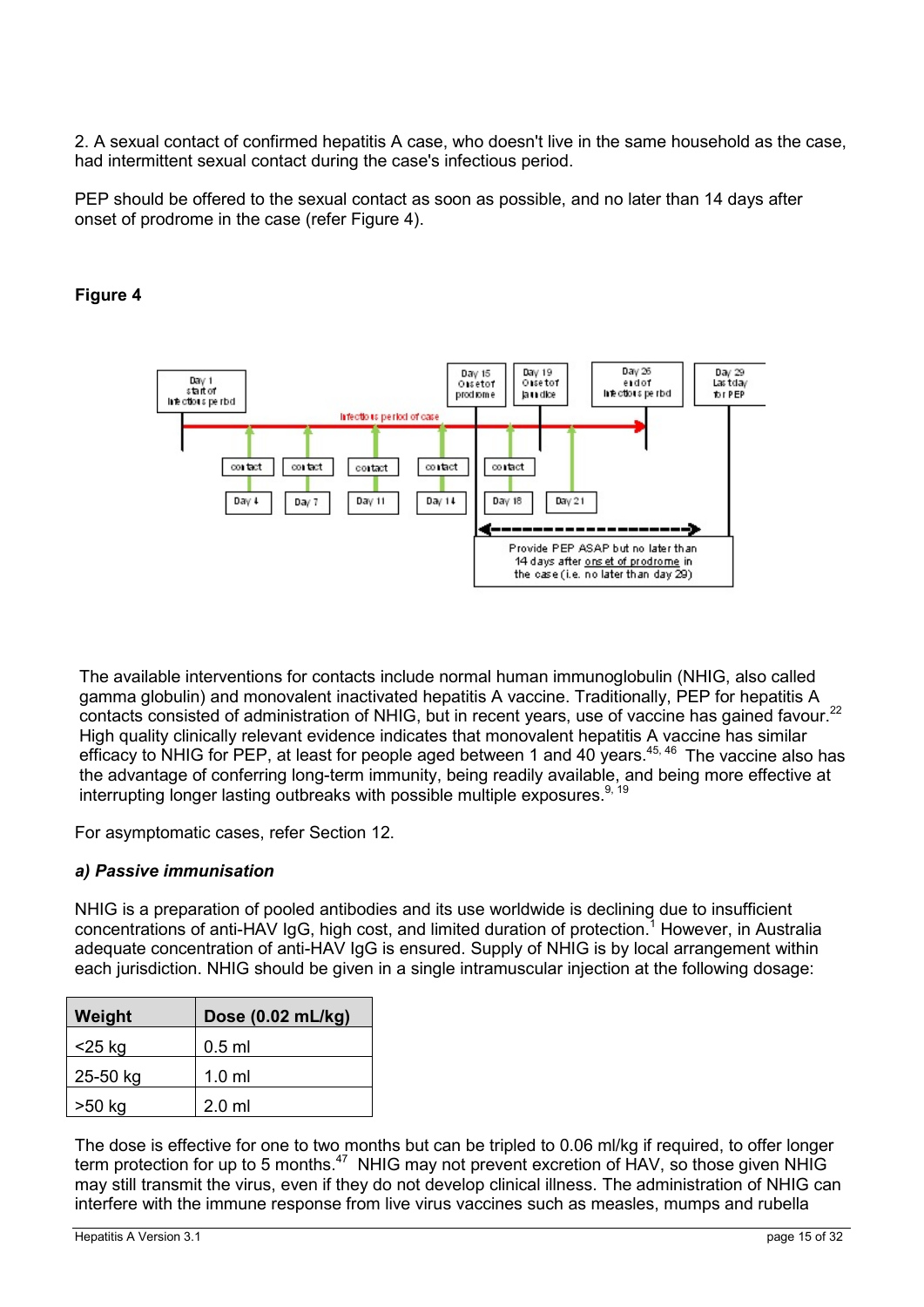2. A sexual contact of confirmed hepatitis A case, who doesn't live in the same household as the case, had intermittent sexual contact during the case's infectious period.

PEP should be offered to the sexual contact as soon as possible, and no later than 14 days after onset of prodrome in the case (refer Figure 4).

**Figure 4**

Day 1 start of infectious period | Day 15 Onset of prodrome | Day 19 Onset of jaundice | Day 26 end of infectious period | Day 29 Last day for PEP

Infectious period of case

contact Day 4 | contact Day 7 | contact Day 11 | contact Day 14 | contact Day 18 | Day 21

Provide PEP ASAP but no later than 14 days after onset of prodrome in the case (i.e. no later than day 29)

The available interventions for contacts include normal human immunoglobulin (NHIG, also called gamma globulin) and monovalent inactivated hepatitis A vaccine. Traditionally, PEP for hepatitis A contacts consisted of administration of NHIG, but in recent years, use of vaccine has gained favour.[22] High quality clinically relevant evidence indicates that monovalent hepatitis A vaccine has similar efficacy to NHIG for PEP, at least for people aged between 1 and 40 years.[45, 46] The vaccine also has the advantage of conferring long-term immunity, being readily available, and being more effective at interrupting longer lasting outbreaks with possible multiple exposures.[9, 19]

For asymptomatic cases, refer Section 12.

***a) Passive immunisation***

NHIG is a preparation of pooled antibodies and its use worldwide is declining due to insufficient concentrations of anti-HAV IgG, high cost, and limited duration of protection.[1] However, in Australia adequate concentration of anti-HAV IgG is ensured. Supply of NHIG is by local arrangement within each jurisdiction. NHIG should be given in a single intramuscular injection at the following dosage:

| Weight | Dose (0.02 mL/kg) |
|---|---|
| <25 kg | 0.5 ml |
| 25-50 kg | 1.0 ml |
| >50 kg | 2.0 ml |

The dose is effective for one to two months but can be tripled to 0.06 ml/kg if required, to offer longer term protection for up to 5 months.[47] NHIG may not prevent excretion of HAV, so those given NHIG may still transmit the virus, even if they do not develop clinical illness. The administration of NHIG can interfere with the immune response from live virus vaccines such as measles, mumps and rubella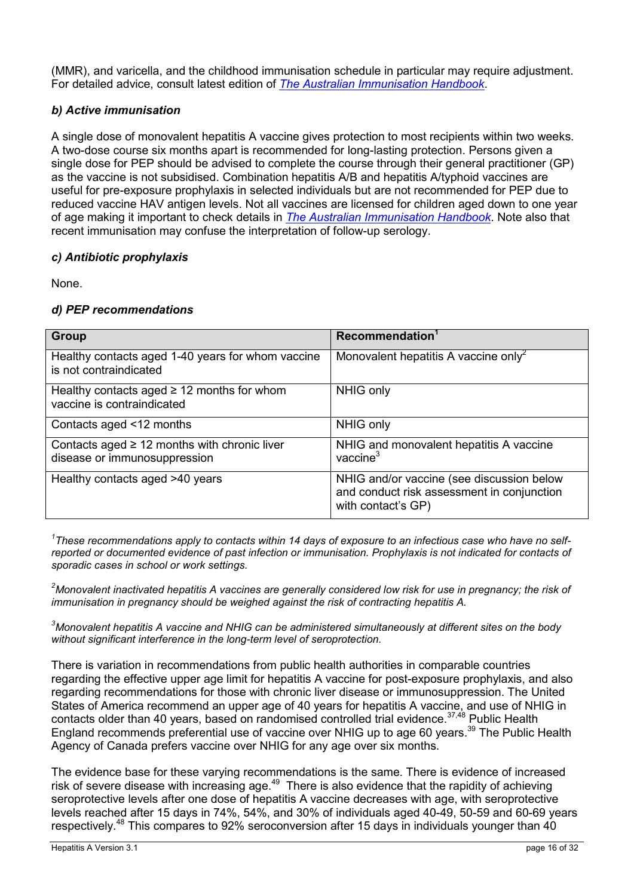(MMR), and varicella, and the childhood immunisation schedule in particular may require adjustment. For detailed advice, consult latest edition of *The Australian Immunisation Handbook*.

### *b) Active immunisation*

A single dose of monovalent hepatitis A vaccine gives protection to most recipients within two weeks. A two-dose course six months apart is recommended for long-lasting protection. Persons given a single dose for PEP should be advised to complete the course through their general practitioner (GP) as the vaccine is not subsidised. Combination hepatitis A/B and hepatitis A/typhoid vaccines are useful for pre-exposure prophylaxis in selected individuals but are not recommended for PEP due to reduced vaccine HAV antigen levels. Not all vaccines are licensed for children aged down to one year of age making it important to check details in *The Australian Immunisation Handbook*. Note also that recent immunisation may confuse the interpretation of follow-up serology.

### *c) Antibiotic prophylaxis*

None.

### *d) PEP recommendations*

| Group | Recommendation[1] |
|---|---|
| Healthy contacts aged 1-40 years for whom vaccine is not contraindicated | Monovalent hepatitis A vaccine only[2] |
| Healthy contacts aged ≥ 12 months for whom vaccine is contraindicated | NHIG only |
| Contacts aged <12 months | NHIG only |
| Contacts aged ≥ 12 months with chronic liver disease or immunosuppression | NHIG and monovalent hepatitis A vaccine[3] |
| Healthy contacts aged >40 years | NHIG and/or vaccine (see discussion below and conduct risk assessment in conjunction with contact's GP) |

*[1]These recommendations apply to contacts within 14 days of exposure to an infectious case who have no self-reported or documented evidence of past infection or immunisation. Prophylaxis is not indicated for contacts of sporadic cases in school or work settings.*

*[2]Monovalent inactivated hepatitis A vaccines are generally considered low risk for use in pregnancy; the risk of immunisation in pregnancy should be weighed against the risk of contracting hepatitis A.*

*[3]Monovalent hepatitis A vaccine and NHIG can be administered simultaneously at different sites on the body without significant interference in the long-term level of seroprotection.*

There is variation in recommendations from public health authorities in comparable countries regarding the effective upper age limit for hepatitis A vaccine for post-exposure prophylaxis, and also regarding recommendations for those with chronic liver disease or immunosuppression. The United States of America recommend an upper age of 40 years for hepatitis A vaccine, and use of NHIG in contacts older than 40 years, based on randomised controlled trial evidence.[37,48] Public Health England recommends preferential use of vaccine over NHIG up to age 60 years.[39] The Public Health Agency of Canada prefers vaccine over NHIG for any age over six months.

The evidence base for these varying recommendations is the same. There is evidence of increased risk of severe disease with increasing age.[49] There is also evidence that the rapidity of achieving seroprotective levels after one dose of hepatitis A vaccine decreases with age, with seroprotective levels reached after 15 days in 74%, 54%, and 30% of individuals aged 40-49, 50-59 and 60-69 years respectively.[48] This compares to 92% seroconversion after 15 days in individuals younger than 40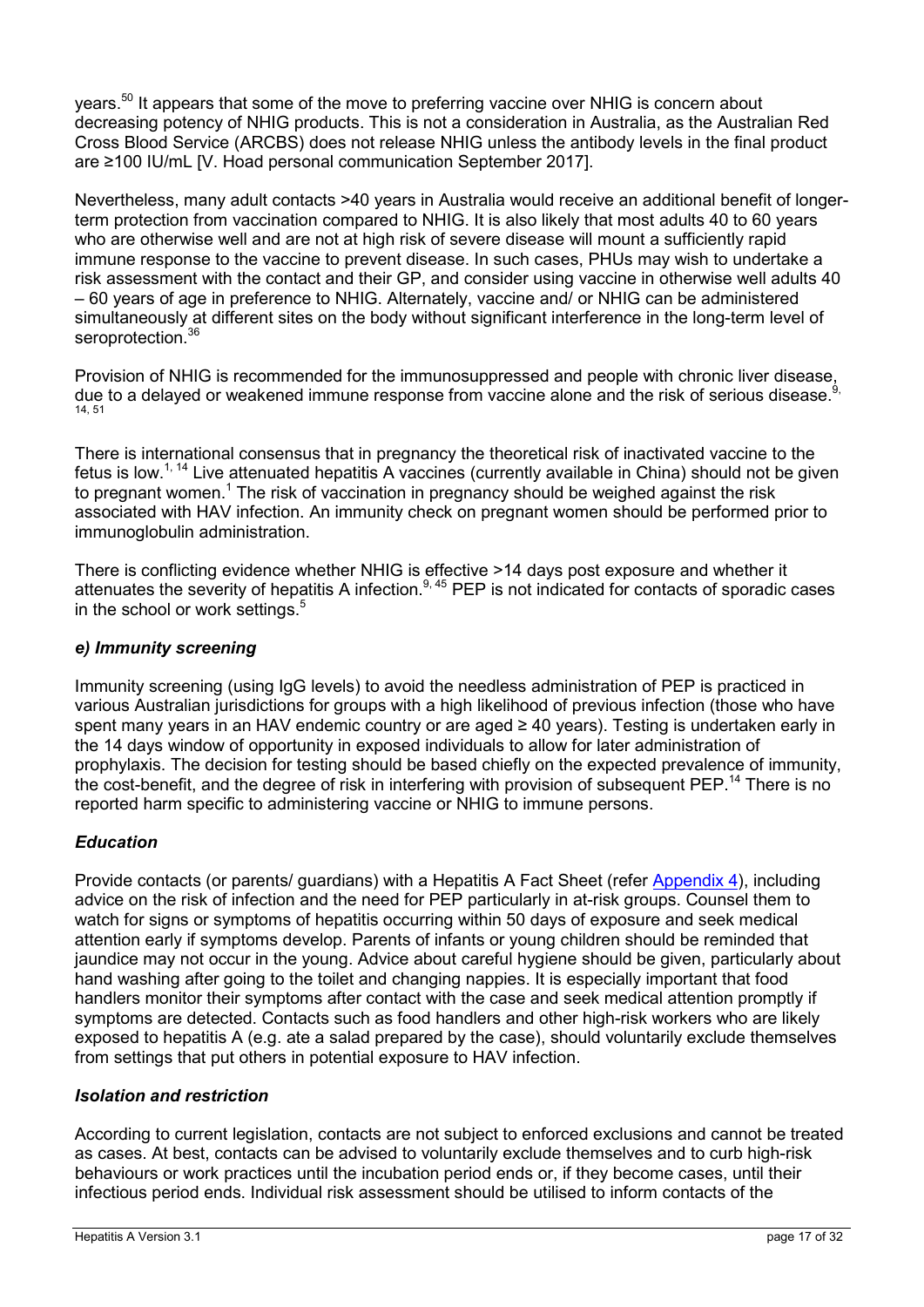years.[50] It appears that some of the move to preferring vaccine over NHIG is concern about decreasing potency of NHIG products. This is not a consideration in Australia, as the Australian Red Cross Blood Service (ARCBS) does not release NHIG unless the antibody levels in the final product are ≥100 IU/mL [V. Hoad personal communication September 2017].

Nevertheless, many adult contacts >40 years in Australia would receive an additional benefit of longer-term protection from vaccination compared to NHIG. It is also likely that most adults 40 to 60 years who are otherwise well and are not at high risk of severe disease will mount a sufficiently rapid immune response to the vaccine to prevent disease. In such cases, PHUs may wish to undertake a risk assessment with the contact and their GP, and consider using vaccine in otherwise well adults 40 – 60 years of age in preference to NHIG. Alternately, vaccine and/ or NHIG can be administered simultaneously at different sites on the body without significant interference in the long-term level of seroprotection.[36]

Provision of NHIG is recommended for the immunosuppressed and people with chronic liver disease, due to a delayed or weakened immune response from vaccine alone and the risk of serious disease.[9, 14, 51]

There is international consensus that in pregnancy the theoretical risk of inactivated vaccine to the fetus is low.[1, 14] Live attenuated hepatitis A vaccines (currently available in China) should not be given to pregnant women.[1] The risk of vaccination in pregnancy should be weighed against the risk associated with HAV infection. An immunity check on pregnant women should be performed prior to immunoglobulin administration.

There is conflicting evidence whether NHIG is effective >14 days post exposure and whether it attenuates the severity of hepatitis A infection.[9, 45] PEP is not indicated for contacts of sporadic cases in the school or work settings.[5]

### *e) Immunity screening*

Immunity screening (using IgG levels) to avoid the needless administration of PEP is practiced in various Australian jurisdictions for groups with a high likelihood of previous infection (those who have spent many years in an HAV endemic country or are aged ≥ 40 years). Testing is undertaken early in the 14 days window of opportunity in exposed individuals to allow for later administration of prophylaxis. The decision for testing should be based chiefly on the expected prevalence of immunity, the cost-benefit, and the degree of risk in interfering with provision of subsequent PEP.[14] There is no reported harm specific to administering vaccine or NHIG to immune persons.

### *Education*

Provide contacts (or parents/ guardians) with a Hepatitis A Fact Sheet (refer Appendix 4), including advice on the risk of infection and the need for PEP particularly in at-risk groups. Counsel them to watch for signs or symptoms of hepatitis occurring within 50 days of exposure and seek medical attention early if symptoms develop. Parents of infants or young children should be reminded that jaundice may not occur in the young. Advice about careful hygiene should be given, particularly about hand washing after going to the toilet and changing nappies. It is especially important that food handlers monitor their symptoms after contact with the case and seek medical attention promptly if symptoms are detected. Contacts such as food handlers and other high-risk workers who are likely exposed to hepatitis A (e.g. ate a salad prepared by the case), should voluntarily exclude themselves from settings that put others in potential exposure to HAV infection.

### *Isolation and restriction*

According to current legislation, contacts are not subject to enforced exclusions and cannot be treated as cases. At best, contacts can be advised to voluntarily exclude themselves and to curb high-risk behaviours or work practices until the incubation period ends or, if they become cases, until their infectious period ends. Individual risk assessment should be utilised to inform contacts of the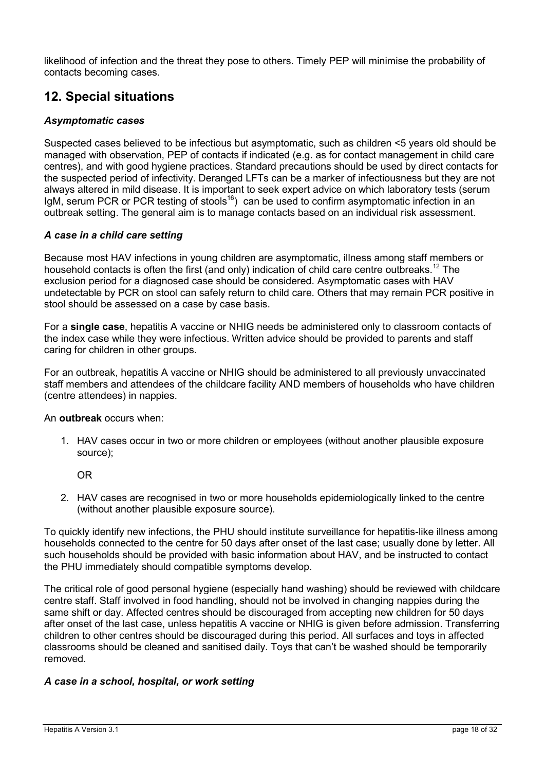likelihood of infection and the threat they pose to others. Timely PEP will minimise the probability of contacts becoming cases.

## 12. Special situations

### *Asymptomatic cases*

Suspected cases believed to be infectious but asymptomatic, such as children <5 years old should be managed with observation, PEP of contacts if indicated (e.g. as for contact management in child care centres), and with good hygiene practices. Standard precautions should be used by direct contacts for the suspected period of infectivity. Deranged LFTs can be a marker of infectiousness but they are not always altered in mild disease. It is important to seek expert advice on which laboratory tests (serum IgM, serum PCR or PCR testing of stools[16]) can be used to confirm asymptomatic infection in an outbreak setting. The general aim is to manage contacts based on an individual risk assessment.

### *A case in a child care setting*

Because most HAV infections in young children are asymptomatic, illness among staff members or household contacts is often the first (and only) indication of child care centre outbreaks.[12] The exclusion period for a diagnosed case should be considered. Asymptomatic cases with HAV undetectable by PCR on stool can safely return to child care. Others that may remain PCR positive in stool should be assessed on a case by case basis.

For a **single case**, hepatitis A vaccine or NHIG needs be administered only to classroom contacts of the index case while they were infectious. Written advice should be provided to parents and staff caring for children in other groups.

For an outbreak, hepatitis A vaccine or NHIG should be administered to all previously unvaccinated staff members and attendees of the childcare facility AND members of households who have children (centre attendees) in nappies.

An **outbreak** occurs when:

1. HAV cases occur in two or more children or employees (without another plausible exposure source);

   OR

2. HAV cases are recognised in two or more households epidemiologically linked to the centre (without another plausible exposure source).

To quickly identify new infections, the PHU should institute surveillance for hepatitis-like illness among households connected to the centre for 50 days after onset of the last case; usually done by letter. All such households should be provided with basic information about HAV, and be instructed to contact the PHU immediately should compatible symptoms develop.

The critical role of good personal hygiene (especially hand washing) should be reviewed with childcare centre staff. Staff involved in food handling, should not be involved in changing nappies during the same shift or day. Affected centres should be discouraged from accepting new children for 50 days after onset of the last case, unless hepatitis A vaccine or NHIG is given before admission. Transferring children to other centres should be discouraged during this period. All surfaces and toys in affected classrooms should be cleaned and sanitised daily. Toys that can't be washed should be temporarily removed.

### *A case in a school, hospital, or work setting*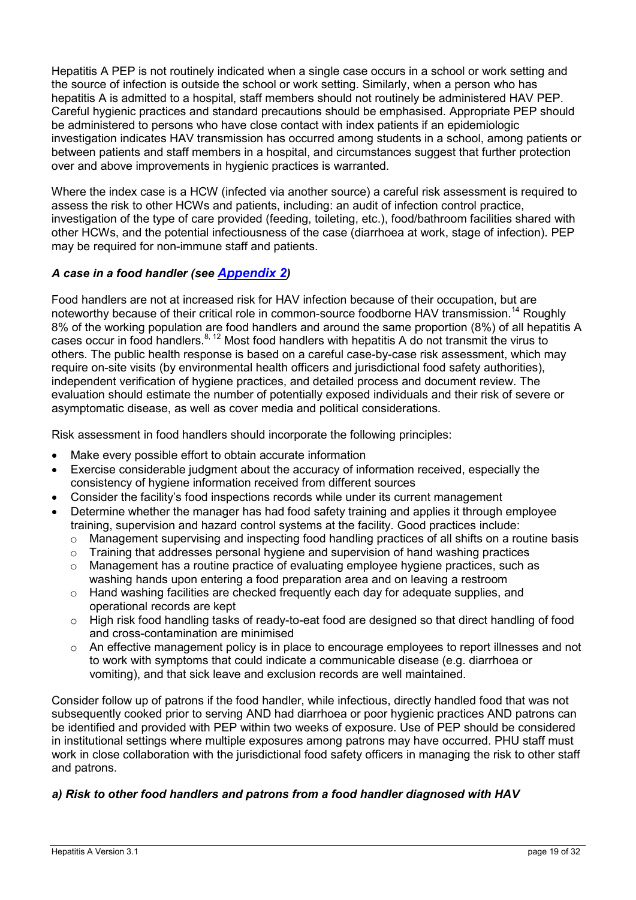Hepatitis A PEP is not routinely indicated when a single case occurs in a school or work setting and the source of infection is outside the school or work setting. Similarly, when a person who has hepatitis A is admitted to a hospital, staff members should not routinely be administered HAV PEP. Careful hygienic practices and standard precautions should be emphasised. Appropriate PEP should be administered to persons who have close contact with index patients if an epidemiologic investigation indicates HAV transmission has occurred among students in a school, among patients or between patients and staff members in a hospital, and circumstances suggest that further protection over and above improvements in hygienic practices is warranted.

Where the index case is a HCW (infected via another source) a careful risk assessment is required to assess the risk to other HCWs and patients, including: an audit of infection control practice, investigation of the type of care provided (feeding, toileting, etc.), food/bathroom facilities shared with other HCWs, and the potential infectiousness of the case (diarrhoea at work, stage of infection). PEP may be required for non-immune staff and patients.

### *A case in a food handler (see Appendix 2)*

Food handlers are not at increased risk for HAV infection because of their occupation, but are noteworthy because of their critical role in common-source foodborne HAV transmission.[14] Roughly 8% of the working population are food handlers and around the same proportion (8%) of all hepatitis A cases occur in food handlers.[8, 12] Most food handlers with hepatitis A do not transmit the virus to others. The public health response is based on a careful case-by-case risk assessment, which may require on-site visits (by environmental health officers and jurisdictional food safety authorities), independent verification of hygiene practices, and detailed process and document review. The evaluation should estimate the number of potentially exposed individuals and their risk of severe or asymptomatic disease, as well as cover media and political considerations.

Risk assessment in food handlers should incorporate the following principles:

- Make every possible effort to obtain accurate information
- Exercise considerable judgment about the accuracy of information received, especially the consistency of hygiene information received from different sources
- Consider the facility's food inspections records while under its current management
- Determine whether the manager has had food safety training and applies it through employee training, supervision and hazard control systems at the facility. Good practices include:
  - Management supervising and inspecting food handling practices of all shifts on a routine basis
  - Training that addresses personal hygiene and supervision of hand washing practices
  - Management has a routine practice of evaluating employee hygiene practices, such as washing hands upon entering a food preparation area and on leaving a restroom
  - Hand washing facilities are checked frequently each day for adequate supplies, and operational records are kept
  - High risk food handling tasks of ready-to-eat food are designed so that direct handling of food and cross-contamination are minimised
  - An effective management policy is in place to encourage employees to report illnesses and not to work with symptoms that could indicate a communicable disease (e.g. diarrhoea or vomiting), and that sick leave and exclusion records are well maintained.

Consider follow up of patrons if the food handler, while infectious, directly handled food that was not subsequently cooked prior to serving AND had diarrhoea or poor hygienic practices AND patrons can be identified and provided with PEP within two weeks of exposure. Use of PEP should be considered in institutional settings where multiple exposures among patrons may have occurred. PHU staff must work in close collaboration with the jurisdictional food safety officers in managing the risk to other staff and patrons.

#### *a) Risk to other food handlers and patrons from a food handler diagnosed with HAV*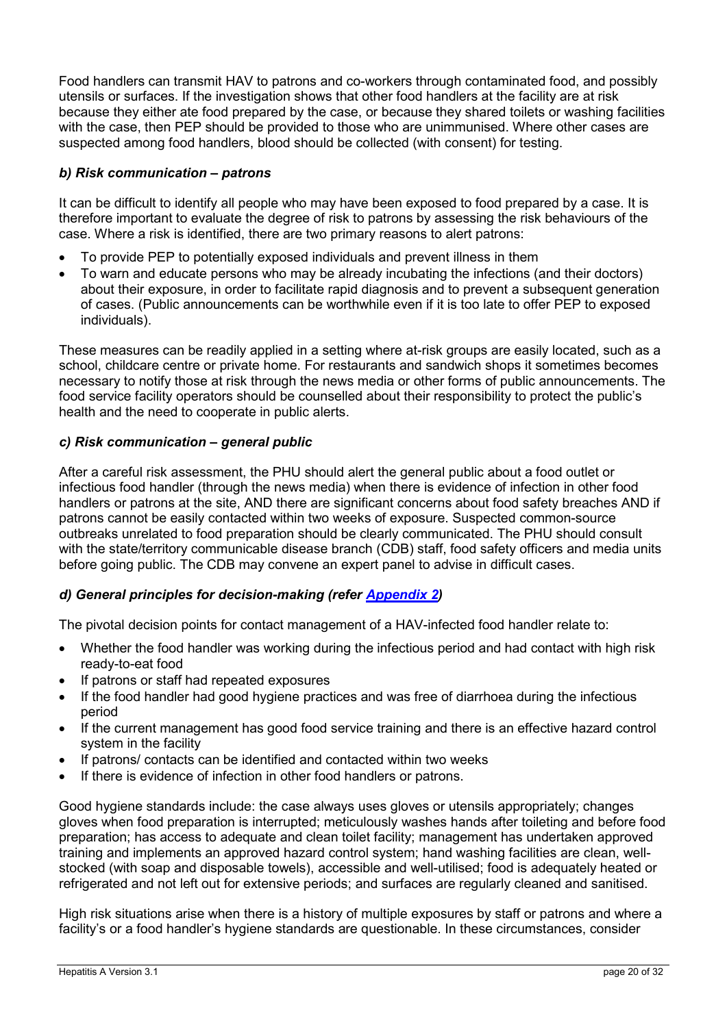Food handlers can transmit HAV to patrons and co-workers through contaminated food, and possibly utensils or surfaces. If the investigation shows that other food handlers at the facility are at risk because they either ate food prepared by the case, or because they shared toilets or washing facilities with the case, then PEP should be provided to those who are unimmunised. Where other cases are suspected among food handlers, blood should be collected (with consent) for testing.

#### *b) Risk communication – patrons*

It can be difficult to identify all people who may have been exposed to food prepared by a case. It is therefore important to evaluate the degree of risk to patrons by assessing the risk behaviours of the case. Where a risk is identified, there are two primary reasons to alert patrons:

- To provide PEP to potentially exposed individuals and prevent illness in them
- To warn and educate persons who may be already incubating the infections (and their doctors) about their exposure, in order to facilitate rapid diagnosis and to prevent a subsequent generation of cases. (Public announcements can be worthwhile even if it is too late to offer PEP to exposed individuals).

These measures can be readily applied in a setting where at-risk groups are easily located, such as a school, childcare centre or private home. For restaurants and sandwich shops it sometimes becomes necessary to notify those at risk through the news media or other forms of public announcements. The food service facility operators should be counselled about their responsibility to protect the public's health and the need to cooperate in public alerts.

#### *c) Risk communication – general public*

After a careful risk assessment, the PHU should alert the general public about a food outlet or infectious food handler (through the news media) when there is evidence of infection in other food handlers or patrons at the site, AND there are significant concerns about food safety breaches AND if patrons cannot be easily contacted within two weeks of exposure. Suspected common-source outbreaks unrelated to food preparation should be clearly communicated. The PHU should consult with the state/territory communicable disease branch (CDB) staff, food safety officers and media units before going public. The CDB may convene an expert panel to advise in difficult cases.

#### *d) General principles for decision-making (refer Appendix 2)*

The pivotal decision points for contact management of a HAV-infected food handler relate to:

- Whether the food handler was working during the infectious period and had contact with high risk ready-to-eat food
- If patrons or staff had repeated exposures
- If the food handler had good hygiene practices and was free of diarrhoea during the infectious period
- If the current management has good food service training and there is an effective hazard control system in the facility
- If patrons/ contacts can be identified and contacted within two weeks
- If there is evidence of infection in other food handlers or patrons.

Good hygiene standards include: the case always uses gloves or utensils appropriately; changes gloves when food preparation is interrupted; meticulously washes hands after toileting and before food preparation; has access to adequate and clean toilet facility; management has undertaken approved training and implements an approved hazard control system; hand washing facilities are clean, well-stocked (with soap and disposable towels), accessible and well-utilised; food is adequately heated or refrigerated and not left out for extensive periods; and surfaces are regularly cleaned and sanitised.

High risk situations arise when there is a history of multiple exposures by staff or patrons and where a facility's or a food handler's hygiene standards are questionable. In these circumstances, consider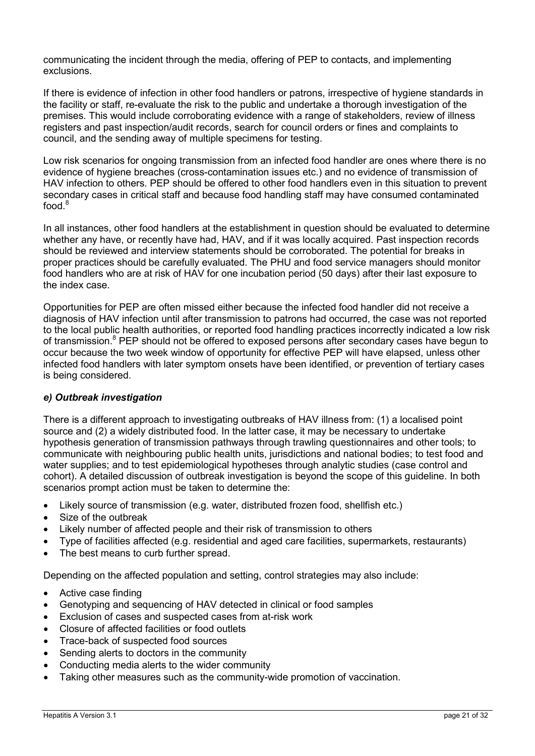communicating the incident through the media, offering of PEP to contacts, and implementing exclusions.

If there is evidence of infection in other food handlers or patrons, irrespective of hygiene standards in the facility or staff, re-evaluate the risk to the public and undertake a thorough investigation of the premises. This would include corroborating evidence with a range of stakeholders, review of illness registers and past inspection/audit records, search for council orders or fines and complaints to council, and the sending away of multiple specimens for testing.

Low risk scenarios for ongoing transmission from an infected food handler are ones where there is no evidence of hygiene breaches (cross-contamination issues etc.) and no evidence of transmission of HAV infection to others. PEP should be offered to other food handlers even in this situation to prevent secondary cases in critical staff and because food handling staff may have consumed contaminated food.[8]

In all instances, other food handlers at the establishment in question should be evaluated to determine whether any have, or recently have had, HAV, and if it was locally acquired. Past inspection records should be reviewed and interview statements should be corroborated. The potential for breaks in proper practices should be carefully evaluated. The PHU and food service managers should monitor food handlers who are at risk of HAV for one incubation period (50 days) after their last exposure to the index case.

Opportunities for PEP are often missed either because the infected food handler did not receive a diagnosis of HAV infection until after transmission to patrons had occurred, the case was not reported to the local public health authorities, or reported food handling practices incorrectly indicated a low risk of transmission.[8] PEP should not be offered to exposed persons after secondary cases have begun to occur because the two week window of opportunity for effective PEP will have elapsed, unless other infected food handlers with later symptom onsets have been identified, or prevention of tertiary cases is being considered.

### *e) Outbreak investigation*

There is a different approach to investigating outbreaks of HAV illness from: (1) a localised point source and (2) a widely distributed food. In the latter case, it may be necessary to undertake hypothesis generation of transmission pathways through trawling questionnaires and other tools; to communicate with neighbouring public health units, jurisdictions and national bodies; to test food and water supplies; and to test epidemiological hypotheses through analytic studies (case control and cohort). A detailed discussion of outbreak investigation is beyond the scope of this guideline. In both scenarios prompt action must be taken to determine the:

- Likely source of transmission (e.g. water, distributed frozen food, shellfish etc.)
- Size of the outbreak
- Likely number of affected people and their risk of transmission to others
- Type of facilities affected (e.g. residential and aged care facilities, supermarkets, restaurants)
- The best means to curb further spread.

Depending on the affected population and setting, control strategies may also include:

- Active case finding
- Genotyping and sequencing of HAV detected in clinical or food samples
- Exclusion of cases and suspected cases from at-risk work
- Closure of affected facilities or food outlets
- Trace-back of suspected food sources
- Sending alerts to doctors in the community
- Conducting media alerts to the wider community
- Taking other measures such as the community-wide promotion of vaccination.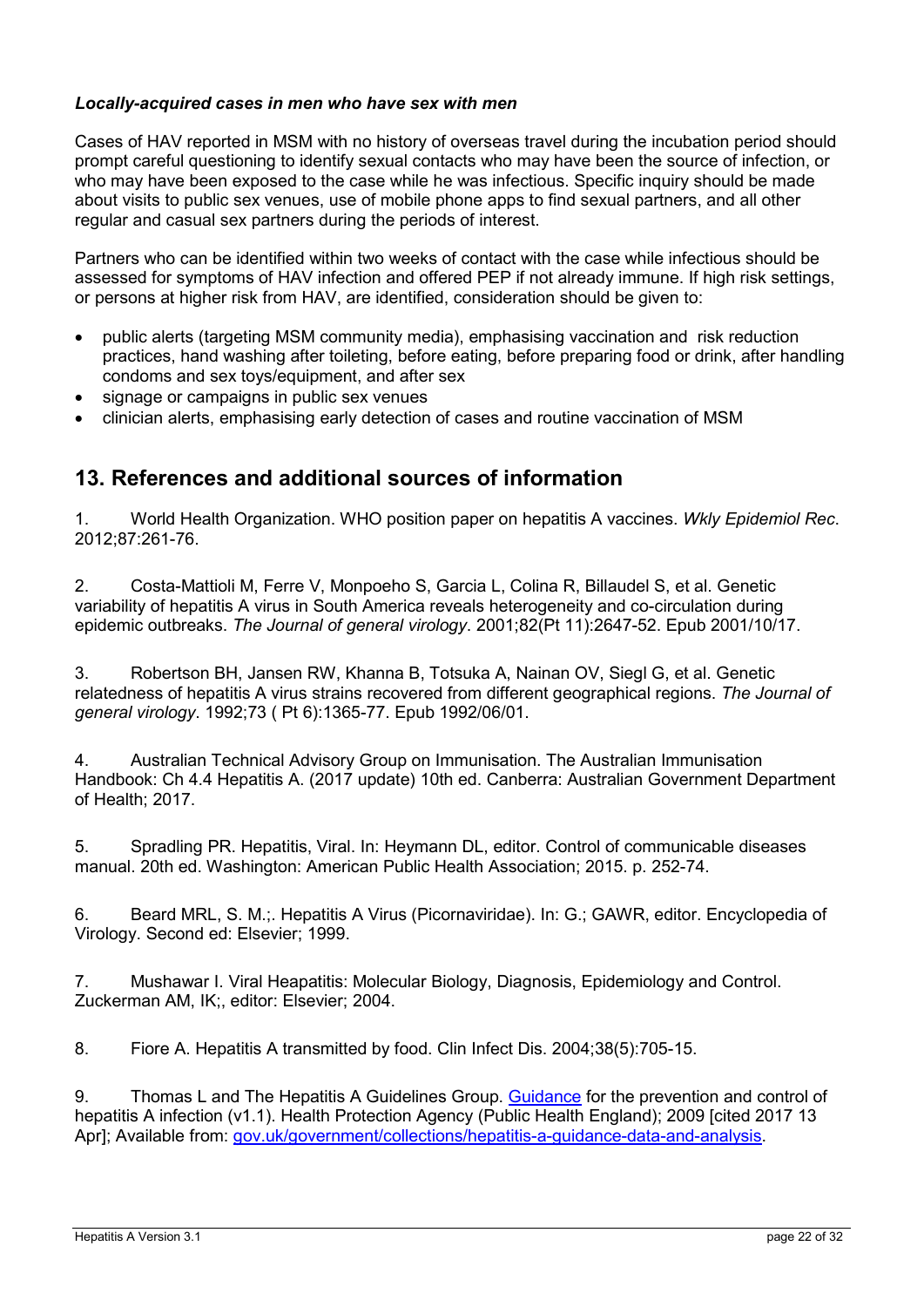#### *Locally-acquired cases in men who have sex with men*

Cases of HAV reported in MSM with no history of overseas travel during the incubation period should prompt careful questioning to identify sexual contacts who may have been the source of infection, or who may have been exposed to the case while he was infectious. Specific inquiry should be made about visits to public sex venues, use of mobile phone apps to find sexual partners, and all other regular and casual sex partners during the periods of interest.

Partners who can be identified within two weeks of contact with the case while infectious should be assessed for symptoms of HAV infection and offered PEP if not already immune. If high risk settings, or persons at higher risk from HAV, are identified, consideration should be given to:

- public alerts (targeting MSM community media), emphasising vaccination and risk reduction practices, hand washing after toileting, before eating, before preparing food or drink, after handling condoms and sex toys/equipment, and after sex
- signage or campaigns in public sex venues
- clinician alerts, emphasising early detection of cases and routine vaccination of MSM

## 13. References and additional sources of information

1. World Health Organization. WHO position paper on hepatitis A vaccines. *Wkly Epidemiol Rec*. 2012;87:261-76.

2. Costa-Mattioli M, Ferre V, Monpoeho S, Garcia L, Colina R, Billaudel S, et al. Genetic variability of hepatitis A virus in South America reveals heterogeneity and co-circulation during epidemic outbreaks. *The Journal of general virology*. 2001;82(Pt 11):2647-52. Epub 2001/10/17.

3. Robertson BH, Jansen RW, Khanna B, Totsuka A, Nainan OV, Siegl G, et al. Genetic relatedness of hepatitis A virus strains recovered from different geographical regions. *The Journal of general virology*. 1992;73 ( Pt 6):1365-77. Epub 1992/06/01.

4. Australian Technical Advisory Group on Immunisation. The Australian Immunisation Handbook: Ch 4.4 Hepatitis A. (2017 update) 10th ed. Canberra: Australian Government Department of Health; 2017.

5. Spradling PR. Hepatitis, Viral. In: Heymann DL, editor. Control of communicable diseases manual. 20th ed. Washington: American Public Health Association; 2015. p. 252-74.

6. Beard MRL, S. M.;. Hepatitis A Virus (Picornaviridae). In: G.; GAWR, editor. Encyclopedia of Virology. Second ed: Elsevier; 1999.

7. Mushawar I. Viral Heapatitis: Molecular Biology, Diagnosis, Epidemiology and Control. Zuckerman AM, IK;, editor: Elsevier; 2004.

8. Fiore A. Hepatitis A transmitted by food. Clin Infect Dis. 2004;38(5):705-15.

9. Thomas L and The Hepatitis A Guidelines Group. Guidance for the prevention and control of hepatitis A infection (v1.1). Health Protection Agency (Public Health England); 2009 [cited 2017 13 Apr]; Available from: gov.uk/government/collections/hepatitis-a-guidance-data-and-analysis.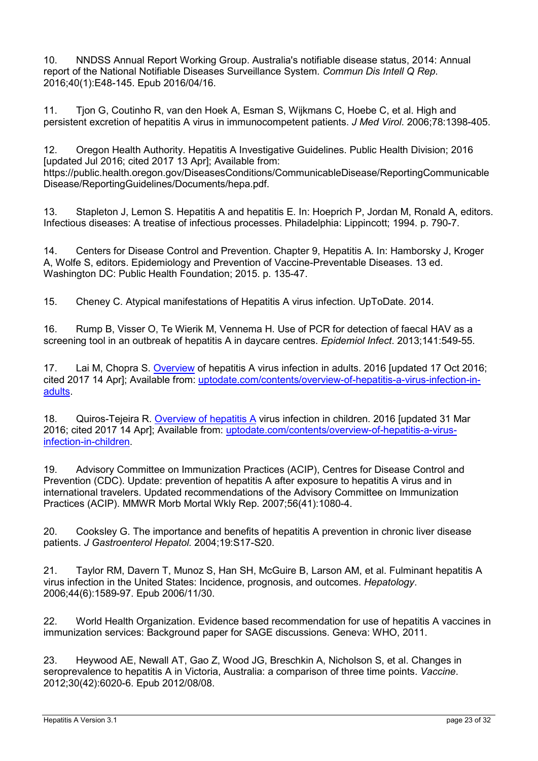10. NNDSS Annual Report Working Group. Australia's notifiable disease status, 2014: Annual report of the National Notifiable Diseases Surveillance System. *Commun Dis Intell Q Rep*. 2016;40(1):E48-145. Epub 2016/04/16.

11. Tjon G, Coutinho R, van den Hoek A, Esman S, Wijkmans C, Hoebe C, et al. High and persistent excretion of hepatitis A virus in immunocompetent patients. *J Med Virol*. 2006;78:1398-405.

12. Oregon Health Authority. Hepatitis A Investigative Guidelines. Public Health Division; 2016 [updated Jul 2016; cited 2017 13 Apr]; Available from: https://public.health.oregon.gov/DiseasesConditions/CommunicableDisease/ReportingCommunicableDisease/ReportingGuidelines/Documents/hepa.pdf.

13. Stapleton J, Lemon S. Hepatitis A and hepatitis E. In: Hoeprich P, Jordan M, Ronald A, editors. Infectious diseases: A treatise of infectious processes. Philadelphia: Lippincott; 1994. p. 790-7.

14. Centers for Disease Control and Prevention. Chapter 9, Hepatitis A. In: Hamborsky J, Kroger A, Wolfe S, editors. Epidemiology and Prevention of Vaccine-Preventable Diseases. 13 ed. Washington DC: Public Health Foundation; 2015. p. 135-47.

15. Cheney C. Atypical manifestations of Hepatitis A virus infection. UpToDate. 2014.

16. Rump B, Visser O, Te Wierik M, Vennema H. Use of PCR for detection of faecal HAV as a screening tool in an outbreak of hepatitis A in daycare centres. *Epidemiol Infect*. 2013;141:549-55.

17. Lai M, Chopra S. [Overview](uptodate.com/contents/overview-of-hepatitis-a-virus-infection-in-adults) of hepatitis A virus infection in adults. 2016 [updated 17 Oct 2016; cited 2017 14 Apr]; Available from: [uptodate.com/contents/overview-of-hepatitis-a-virus-infection-in-adults](uptodate.com/contents/overview-of-hepatitis-a-virus-infection-in-adults).

18. Quiros-Tejeira R. [Overview of hepatitis A](uptodate.com/contents/overview-of-hepatitis-a-virus-infection-in-children) virus infection in children. 2016 [updated 31 Mar 2016; cited 2017 14 Apr]; Available from: [uptodate.com/contents/overview-of-hepatitis-a-virus-infection-in-children](uptodate.com/contents/overview-of-hepatitis-a-virus-infection-in-children).

19. Advisory Committee on Immunization Practices (ACIP), Centres for Disease Control and Prevention (CDC). Update: prevention of hepatitis A after exposure to hepatitis A virus and in international travelers. Updated recommendations of the Advisory Committee on Immunization Practices (ACIP). MMWR Morb Mortal Wkly Rep. 2007;56(41):1080-4.

20. Cooksley G. The importance and benefits of hepatitis A prevention in chronic liver disease patients. *J Gastroenterol Hepatol.* 2004;19:S17-S20.

21. Taylor RM, Davern T, Munoz S, Han SH, McGuire B, Larson AM, et al. Fulminant hepatitis A virus infection in the United States: Incidence, prognosis, and outcomes. *Hepatology*. 2006;44(6):1589-97. Epub 2006/11/30.

22. World Health Organization. Evidence based recommendation for use of hepatitis A vaccines in immunization services: Background paper for SAGE discussions. Geneva: WHO, 2011.

23. Heywood AE, Newall AT, Gao Z, Wood JG, Breschkin A, Nicholson S, et al. Changes in seroprevalence to hepatitis A in Victoria, Australia: a comparison of three time points. *Vaccine*. 2012;30(42):6020-6. Epub 2012/08/08.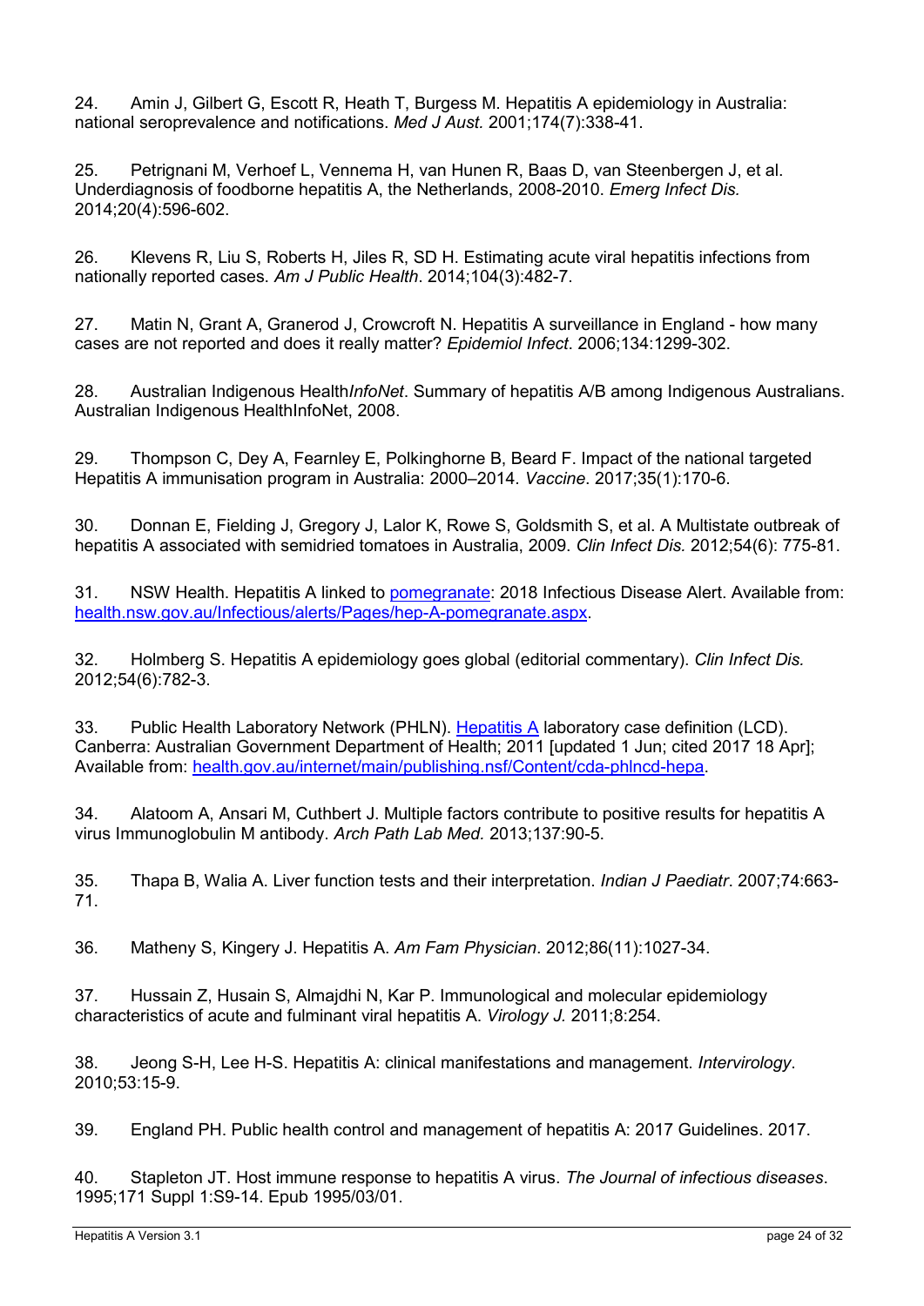24. Amin J, Gilbert G, Escott R, Heath T, Burgess M. Hepatitis A epidemiology in Australia: national seroprevalence and notifications. *Med J Aust.* 2001;174(7):338-41.

25. Petrignani M, Verhoef L, Vennema H, van Hunen R, Baas D, van Steenbergen J, et al. Underdiagnosis of foodborne hepatitis A, the Netherlands, 2008-2010. *Emerg Infect Dis.* 2014;20(4):596-602.

26. Klevens R, Liu S, Roberts H, Jiles R, SD H. Estimating acute viral hepatitis infections from nationally reported cases. *Am J Public Health*. 2014;104(3):482-7.

27. Matin N, Grant A, Granerod J, Crowcroft N. Hepatitis A surveillance in England - how many cases are not reported and does it really matter? *Epidemiol Infect*. 2006;134:1299-302.

28. Australian Indigenous Health*InfoNet*. Summary of hepatitis A/B among Indigenous Australians. Australian Indigenous HealthInfoNet, 2008.

29. Thompson C, Dey A, Fearnley E, Polkinghorne B, Beard F. Impact of the national targeted Hepatitis A immunisation program in Australia: 2000–2014. *Vaccine*. 2017;35(1):170-6.

30. Donnan E, Fielding J, Gregory J, Lalor K, Rowe S, Goldsmith S, et al. A Multistate outbreak of hepatitis A associated with semidried tomatoes in Australia, 2009. *Clin Infect Dis.* 2012;54(6): 775-81.

31. NSW Health. Hepatitis A linked to [pomegranate](health.nsw.gov.au/Infectious/alerts/Pages/hep-A-pomegranate.aspx): 2018 Infectious Disease Alert. Available from: [health.nsw.gov.au/Infectious/alerts/Pages/hep-A-pomegranate.aspx](health.nsw.gov.au/Infectious/alerts/Pages/hep-A-pomegranate.aspx).

32. Holmberg S. Hepatitis A epidemiology goes global (editorial commentary). *Clin Infect Dis.* 2012;54(6):782-3.

33. Public Health Laboratory Network (PHLN). [Hepatitis A](health.gov.au/internet/main/publishing.nsf/Content/cda-phlncd-hepa) laboratory case definition (LCD). Canberra: Australian Government Department of Health; 2011 [updated 1 Jun; cited 2017 18 Apr]; Available from: [health.gov.au/internet/main/publishing.nsf/Content/cda-phlncd-hepa](health.gov.au/internet/main/publishing.nsf/Content/cda-phlncd-hepa).

34. Alatoom A, Ansari M, Cuthbert J. Multiple factors contribute to positive results for hepatitis A virus Immunoglobulin M antibody. *Arch Path Lab Med.* 2013;137:90-5.

35. Thapa B, Walia A. Liver function tests and their interpretation. *Indian J Paediatr*. 2007;74:663-71.

36. Matheny S, Kingery J. Hepatitis A. *Am Fam Physician*. 2012;86(11):1027-34.

37. Hussain Z, Husain S, Almajdhi N, Kar P. Immunological and molecular epidemiology characteristics of acute and fulminant viral hepatitis A. *Virology J.* 2011;8:254.

38. Jeong S-H, Lee H-S. Hepatitis A: clinical manifestations and management. *Intervirology*. 2010;53:15-9.

39. England PH. Public health control and management of hepatitis A: 2017 Guidelines. 2017.

40. Stapleton JT. Host immune response to hepatitis A virus. *The Journal of infectious diseases*. 1995;171 Suppl 1:S9-14. Epub 1995/03/01.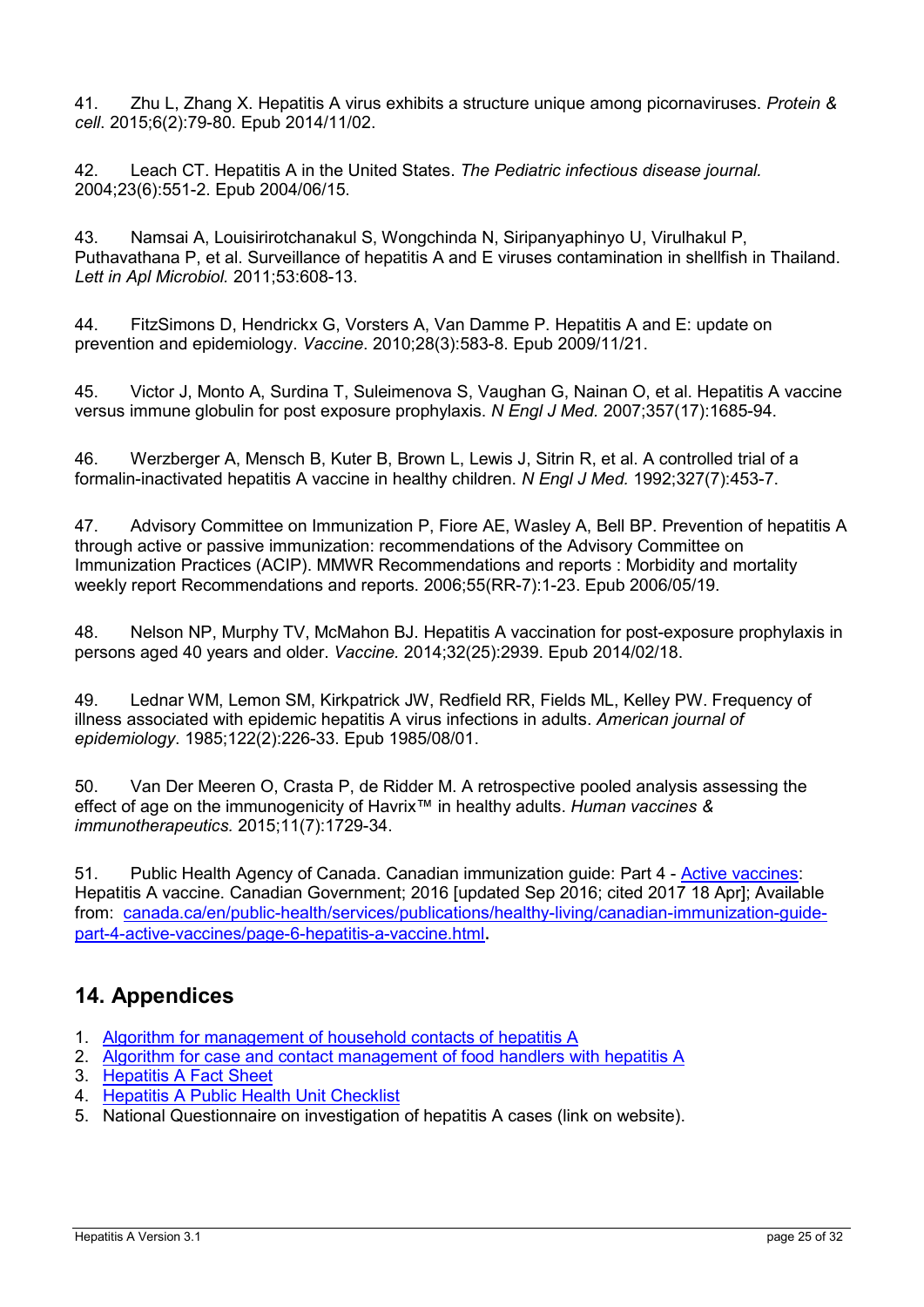41. Zhu L, Zhang X. Hepatitis A virus exhibits a structure unique among picornaviruses. *Protein & cell*. 2015;6(2):79-80. Epub 2014/11/02.

42. Leach CT. Hepatitis A in the United States. *The Pediatric infectious disease journal.* 2004;23(6):551-2. Epub 2004/06/15.

43. Namsai A, Louisirirotchanakul S, Wongchinda N, Siripanyaphinyo U, Virulhakul P, Puthavathana P, et al. Surveillance of hepatitis A and E viruses contamination in shellfish in Thailand. *Lett in Apl Microbiol.* 2011;53:608-13.

44. FitzSimons D, Hendrickx G, Vorsters A, Van Damme P. Hepatitis A and E: update on prevention and epidemiology. *Vaccine*. 2010;28(3):583-8. Epub 2009/11/21.

45. Victor J, Monto A, Surdina T, Suleimenova S, Vaughan G, Nainan O, et al. Hepatitis A vaccine versus immune globulin for post exposure prophylaxis. *N Engl J Med.* 2007;357(17):1685-94.

46. Werzberger A, Mensch B, Kuter B, Brown L, Lewis J, Sitrin R, et al. A controlled trial of a formalin-inactivated hepatitis A vaccine in healthy children. *N Engl J Med.* 1992;327(7):453-7.

47. Advisory Committee on Immunization P, Fiore AE, Wasley A, Bell BP. Prevention of hepatitis A through active or passive immunization: recommendations of the Advisory Committee on Immunization Practices (ACIP). MMWR Recommendations and reports : Morbidity and mortality weekly report Recommendations and reports. 2006;55(RR-7):1-23. Epub 2006/05/19.

48. Nelson NP, Murphy TV, McMahon BJ. Hepatitis A vaccination for post-exposure prophylaxis in persons aged 40 years and older. *Vaccine.* 2014;32(25):2939. Epub 2014/02/18.

49. Lednar WM, Lemon SM, Kirkpatrick JW, Redfield RR, Fields ML, Kelley PW. Frequency of illness associated with epidemic hepatitis A virus infections in adults. *American journal of epidemiology*. 1985;122(2):226-33. Epub 1985/08/01.

50. Van Der Meeren O, Crasta P, de Ridder M. A retrospective pooled analysis assessing the effect of age on the immunogenicity of Havrix™ in healthy adults. *Human vaccines & immunotherapeutics.* 2015;11(7):1729-34.

51. Public Health Agency of Canada. Canadian immunization guide: Part 4 - [Active vaccines](): Hepatitis A vaccine. Canadian Government; 2016 [updated Sep 2016; cited 2017 18 Apr]; Available from: [canada.ca/en/public-health/services/publications/healthy-living/canadian-immunization-guide-part-4-active-vaccines/page-6-hepatitis-a-vaccine.html]().

## 14. Appendices

1. [Algorithm for management of household contacts of hepatitis A]()
2. [Algorithm for case and contact management of food handlers with hepatitis A]()
3. [Hepatitis A Fact Sheet]()
4. [Hepatitis A Public Health Unit Checklist]()
5. National Questionnaire on investigation of hepatitis A cases (link on website).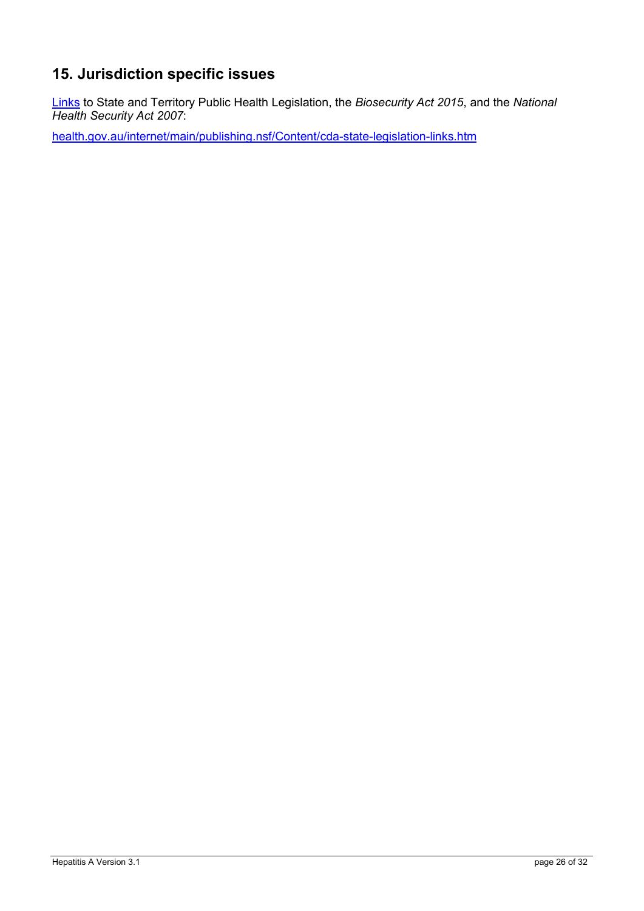## 15. Jurisdiction specific issues

Links to State and Territory Public Health Legislation, the *Biosecurity Act 2015*, and the *National Health Security Act 2007*:

health.gov.au/internet/main/publishing.nsf/Content/cda-state-legislation-links.htm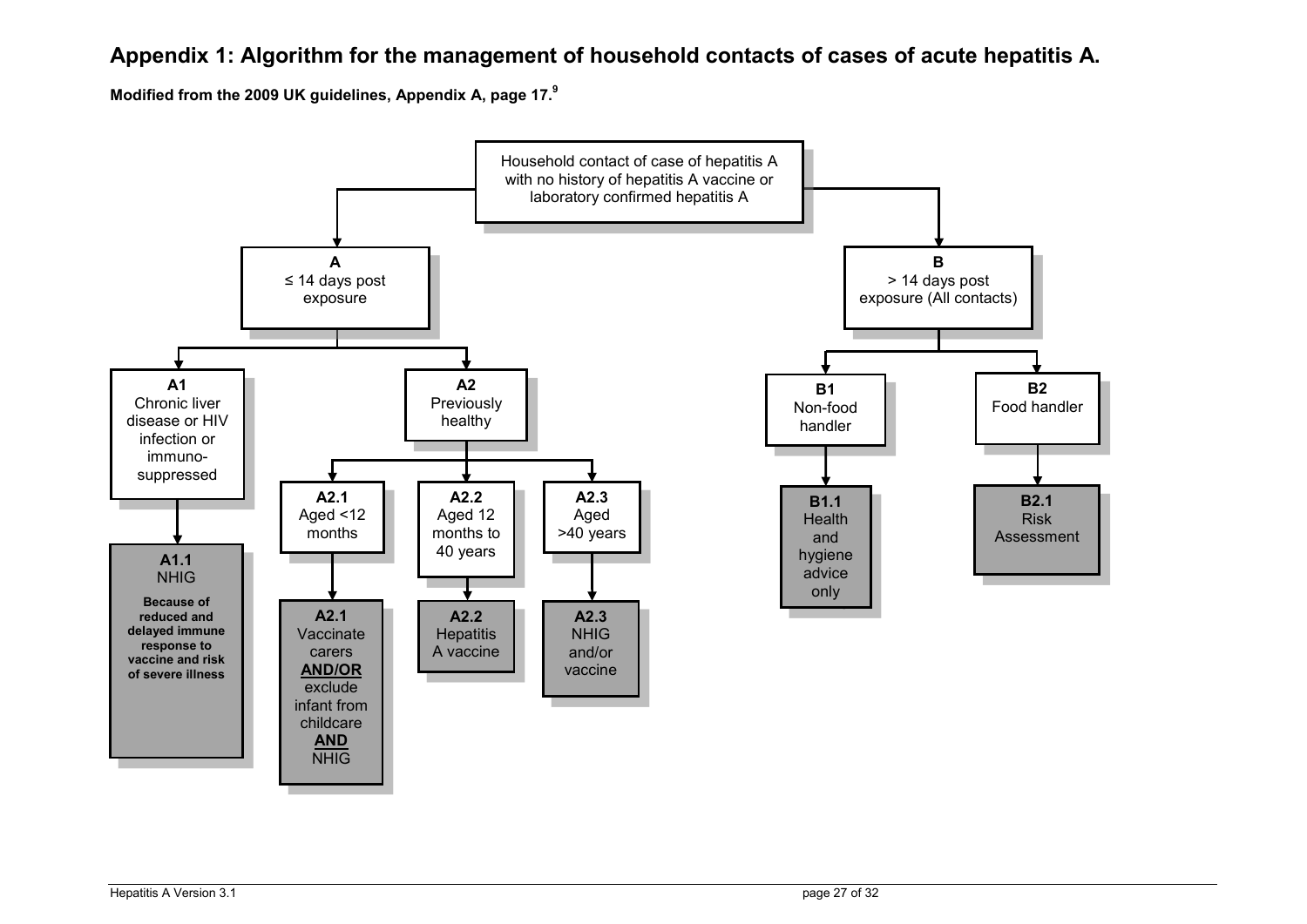## Appendix 1: Algorithm for the management of household contacts of cases of acute hepatitis A.

**Modified from the 2009 UK guidelines, Appendix A, page 17.**[9]

Household contact of case of hepatitis A with no history of hepatitis A vaccine or laboratory confirmed hepatitis A

- **A** ≤ 14 days post exposure
  - **A1** Chronic liver disease or HIV infection or immuno-suppressed
    - **A1.1** NHIG
      **Because of reduced and delayed immune response to vaccine and risk of severe illness**
  - **A2** Previously healthy
    - **A2.1** Aged <12 months
      - **A2.1** Vaccinate carers **AND/OR** exclude infant from childcare **AND** NHIG
    - **A2.2** Aged 12 months to 40 years
      - **A2.2** Hepatitis A vaccine
    - **A2.3** Aged >40 years
      - **A2.3** NHIG and/or vaccine
- **B** > 14 days post exposure (All contacts)
  - **B1** Non-food handler
    - **B1.1** Health and hygiene advice only
  - **B2** Food handler
    - **B2.1** Risk Assessment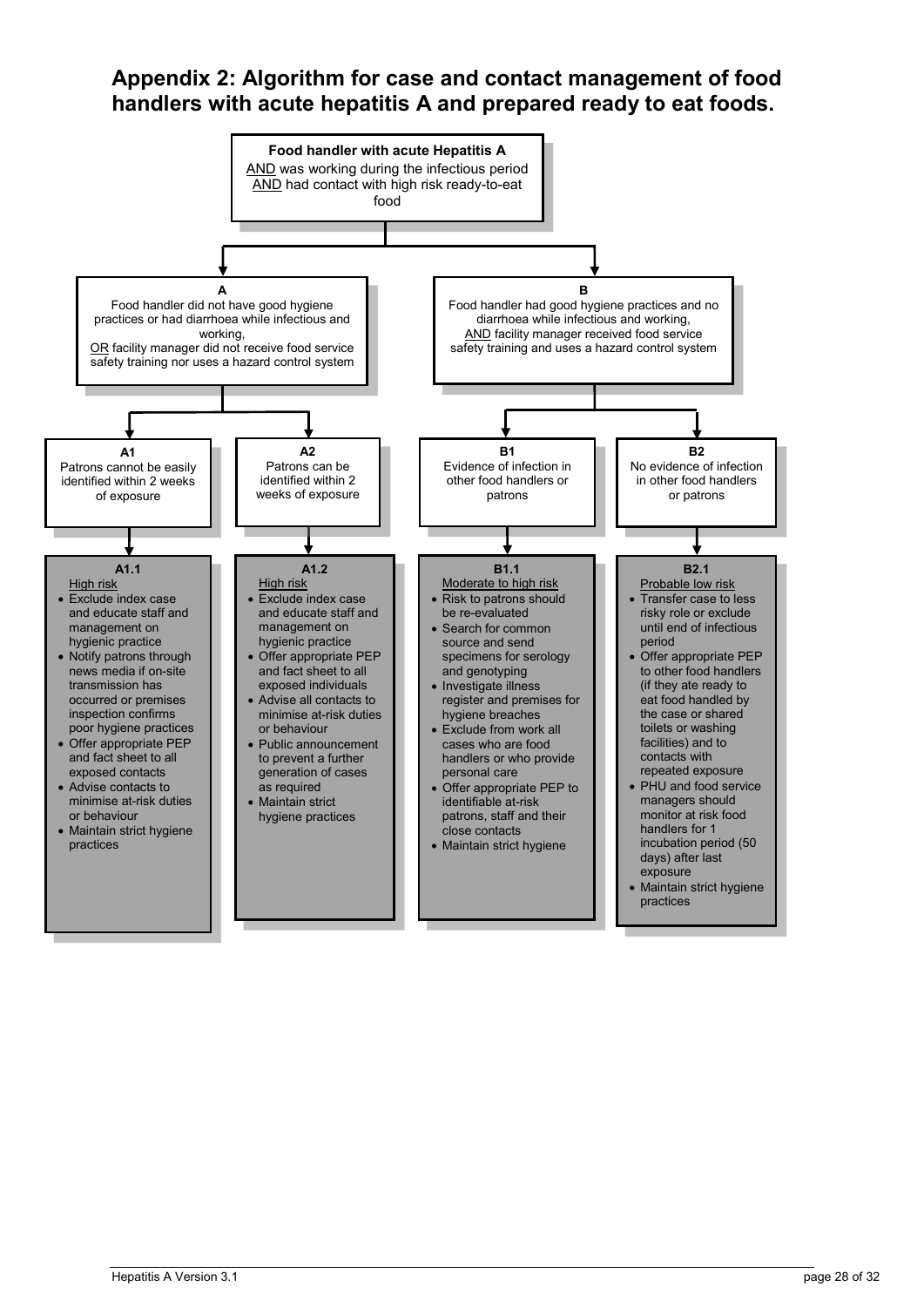## Appendix 2: Algorithm for case and contact management of food handlers with acute hepatitis A and prepared ready to eat foods.

**Food handler with acute Hepatitis A**
AND was working during the infectious period
AND had contact with high risk ready-to-eat food

---

**A**
Food handler did not have good hygiene practices or had diarrhoea while infectious and working,
OR facility manager did not receive food service safety training nor uses a hazard control system

**A1**
Patrons cannot be easily identified within 2 weeks of exposure

**A1.1**
High risk

- Exclude index case and educate staff and management on hygienic practice
- Notify patrons through news media if on-site transmission has occurred or premises inspection confirms poor hygiene practices
- Offer appropriate PEP and fact sheet to all exposed contacts
- Advise contacts to minimise at-risk duties or behaviour
- Maintain strict hygiene practices

**A2**
Patrons can be identified within 2 weeks of exposure

**A1.2**
High risk

- Exclude index case and educate staff and management on hygienic practice
- Offer appropriate PEP and fact sheet to all exposed individuals
- Advise all contacts to minimise at-risk duties or behaviour
- Public announcement to prevent a further generation of cases as required
- Maintain strict hygiene practices

---

**B**
Food handler had good hygiene practices and no diarrhoea while infectious and working,
AND facility manager received food service safety training and uses a hazard control system

**B1**
Evidence of infection in other food handlers or patrons

**B1.1**
Moderate to high risk

- Risk to patrons should be re-evaluated
- Search for common source and send specimens for serology and genotyping
- Investigate illness register and premises for hygiene breaches
- Exclude from work all cases who are food handlers or who provide personal care
- Offer appropriate PEP to identifiable at-risk patrons, staff and their close contacts
- Maintain strict hygiene

**B2**
No evidence of infection in other food handlers or patrons

**B2.1**
Probable low risk

- Transfer case to less risky role or exclude until end of infectious period
- Offer appropriate PEP to other food handlers (if they ate ready to eat food handled by the case or shared toilets or washing facilities) and to contacts with repeated exposure
- PHU and food service managers should monitor at risk food handlers for 1 incubation period (50 days) after last exposure
- Maintain strict hygiene practices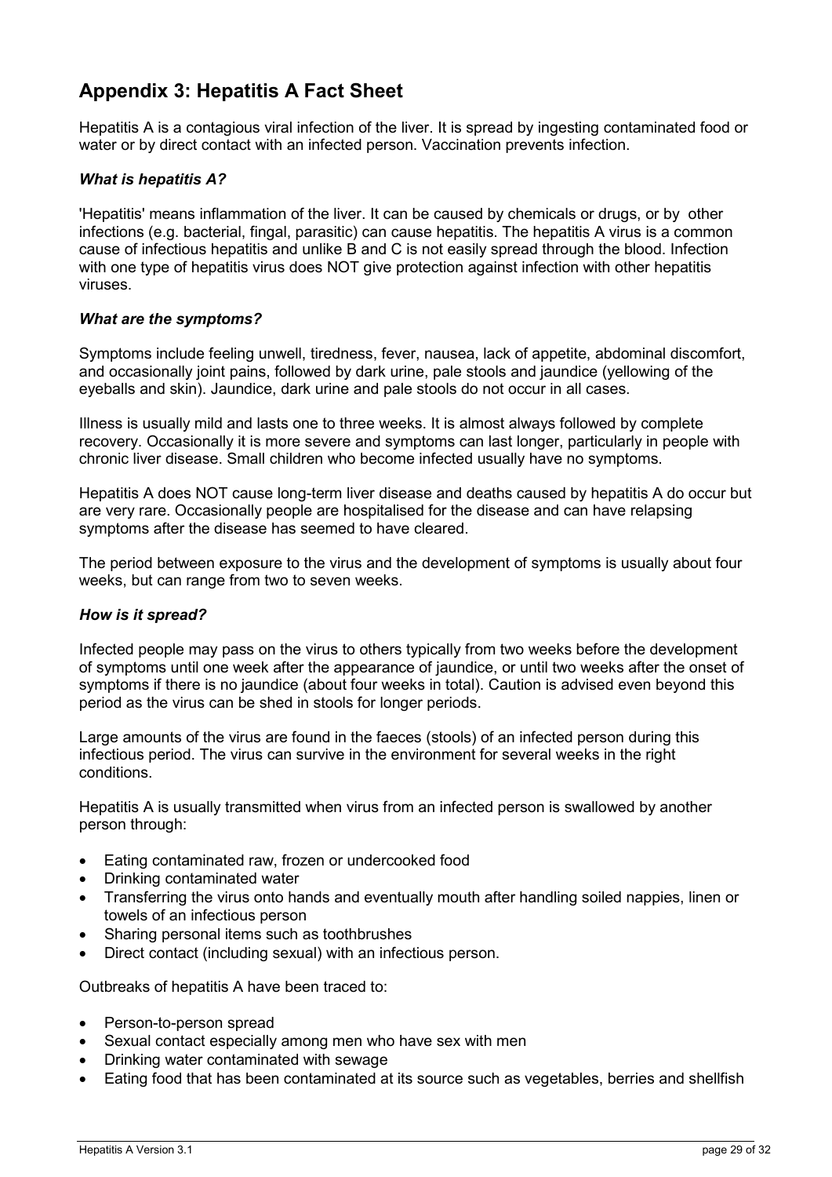## Appendix 3: Hepatitis A Fact Sheet

Hepatitis A is a contagious viral infection of the liver. It is spread by ingesting contaminated food or water or by direct contact with an infected person. Vaccination prevents infection.

### *What is hepatitis A?*

'Hepatitis' means inflammation of the liver. It can be caused by chemicals or drugs, or by other infections (e.g. bacterial, fingal, parasitic) can cause hepatitis. The hepatitis A virus is a common cause of infectious hepatitis and unlike B and C is not easily spread through the blood. Infection with one type of hepatitis virus does NOT give protection against infection with other hepatitis viruses.

### *What are the symptoms?*

Symptoms include feeling unwell, tiredness, fever, nausea, lack of appetite, abdominal discomfort, and occasionally joint pains, followed by dark urine, pale stools and jaundice (yellowing of the eyeballs and skin). Jaundice, dark urine and pale stools do not occur in all cases.

Illness is usually mild and lasts one to three weeks. It is almost always followed by complete recovery. Occasionally it is more severe and symptoms can last longer, particularly in people with chronic liver disease. Small children who become infected usually have no symptoms.

Hepatitis A does NOT cause long-term liver disease and deaths caused by hepatitis A do occur but are very rare. Occasionally people are hospitalised for the disease and can have relapsing symptoms after the disease has seemed to have cleared.

The period between exposure to the virus and the development of symptoms is usually about four weeks, but can range from two to seven weeks.

### *How is it spread?*

Infected people may pass on the virus to others typically from two weeks before the development of symptoms until one week after the appearance of jaundice, or until two weeks after the onset of symptoms if there is no jaundice (about four weeks in total). Caution is advised even beyond this period as the virus can be shed in stools for longer periods.

Large amounts of the virus are found in the faeces (stools) of an infected person during this infectious period. The virus can survive in the environment for several weeks in the right conditions.

Hepatitis A is usually transmitted when virus from an infected person is swallowed by another person through:

- Eating contaminated raw, frozen or undercooked food
- Drinking contaminated water
- Transferring the virus onto hands and eventually mouth after handling soiled nappies, linen or towels of an infectious person
- Sharing personal items such as toothbrushes
- Direct contact (including sexual) with an infectious person.

Outbreaks of hepatitis A have been traced to:

- Person-to-person spread
- Sexual contact especially among men who have sex with men
- Drinking water contaminated with sewage
- Eating food that has been contaminated at its source such as vegetables, berries and shellfish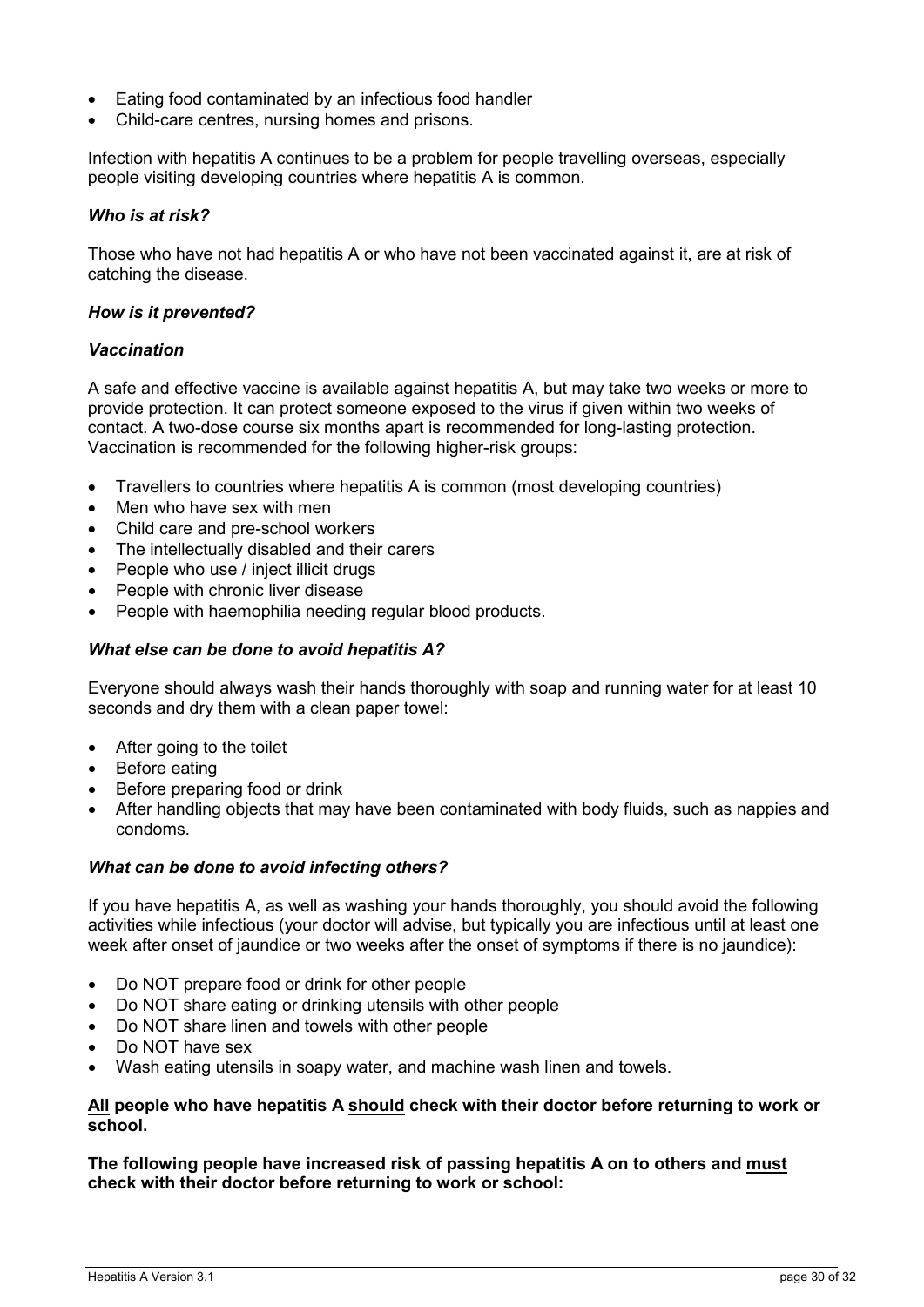- Eating food contaminated by an infectious food handler
- Child-care centres, nursing homes and prisons.

Infection with hepatitis A continues to be a problem for people travelling overseas, especially people visiting developing countries where hepatitis A is common.

### *Who is at risk?*

Those who have not had hepatitis A or who have not been vaccinated against it, are at risk of catching the disease.

### *How is it prevented?*

### *Vaccination*

A safe and effective vaccine is available against hepatitis A, but may take two weeks or more to provide protection. It can protect someone exposed to the virus if given within two weeks of contact. A two-dose course six months apart is recommended for long-lasting protection. Vaccination is recommended for the following higher-risk groups:

- Travellers to countries where hepatitis A is common (most developing countries)
- Men who have sex with men
- Child care and pre-school workers
- The intellectually disabled and their carers
- People who use / inject illicit drugs
- People with chronic liver disease
- People with haemophilia needing regular blood products.

### *What else can be done to avoid hepatitis A?*

Everyone should always wash their hands thoroughly with soap and running water for at least 10 seconds and dry them with a clean paper towel:

- After going to the toilet
- Before eating
- Before preparing food or drink
- After handling objects that may have been contaminated with body fluids, such as nappies and condoms.

### *What can be done to avoid infecting others?*

If you have hepatitis A, as well as washing your hands thoroughly, you should avoid the following activities while infectious (your doctor will advise, but typically you are infectious until at least one week after onset of jaundice or two weeks after the onset of symptoms if there is no jaundice):

- Do NOT prepare food or drink for other people
- Do NOT share eating or drinking utensils with other people
- Do NOT share linen and towels with other people
- Do NOT have sex
- Wash eating utensils in soapy water, and machine wash linen and towels.

**All people who have hepatitis A should check with their doctor before returning to work or school.**

**The following people have increased risk of passing hepatitis A on to others and must check with their doctor before returning to work or school:**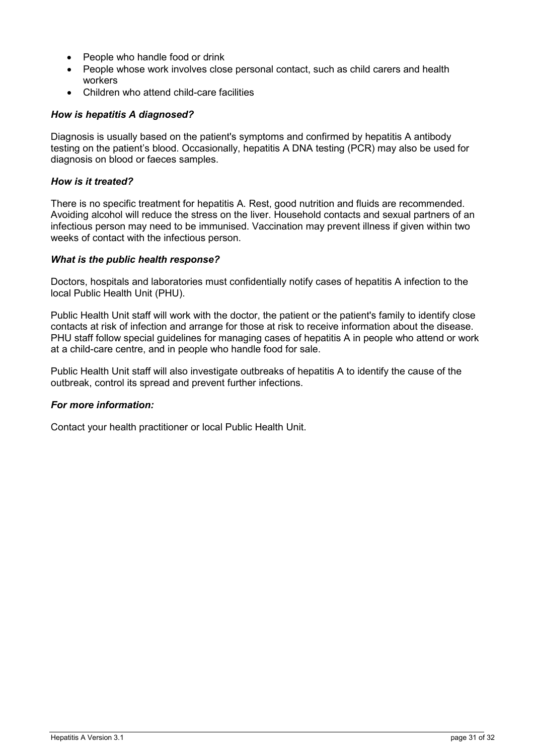- People who handle food or drink
- People whose work involves close personal contact, such as child carers and health workers
- Children who attend child-care facilities

***How is hepatitis A diagnosed?***

Diagnosis is usually based on the patient's symptoms and confirmed by hepatitis A antibody testing on the patient's blood. Occasionally, hepatitis A DNA testing (PCR) may also be used for diagnosis on blood or faeces samples.

***How is it treated?***

There is no specific treatment for hepatitis A. Rest, good nutrition and fluids are recommended. Avoiding alcohol will reduce the stress on the liver. Household contacts and sexual partners of an infectious person may need to be immunised. Vaccination may prevent illness if given within two weeks of contact with the infectious person.

***What is the public health response?***

Doctors, hospitals and laboratories must confidentially notify cases of hepatitis A infection to the local Public Health Unit (PHU).

Public Health Unit staff will work with the doctor, the patient or the patient's family to identify close contacts at risk of infection and arrange for those at risk to receive information about the disease. PHU staff follow special guidelines for managing cases of hepatitis A in people who attend or work at a child-care centre, and in people who handle food for sale.

Public Health Unit staff will also investigate outbreaks of hepatitis A to identify the cause of the outbreak, control its spread and prevent further infections.

***For more information:***

Contact your health practitioner or local Public Health Unit.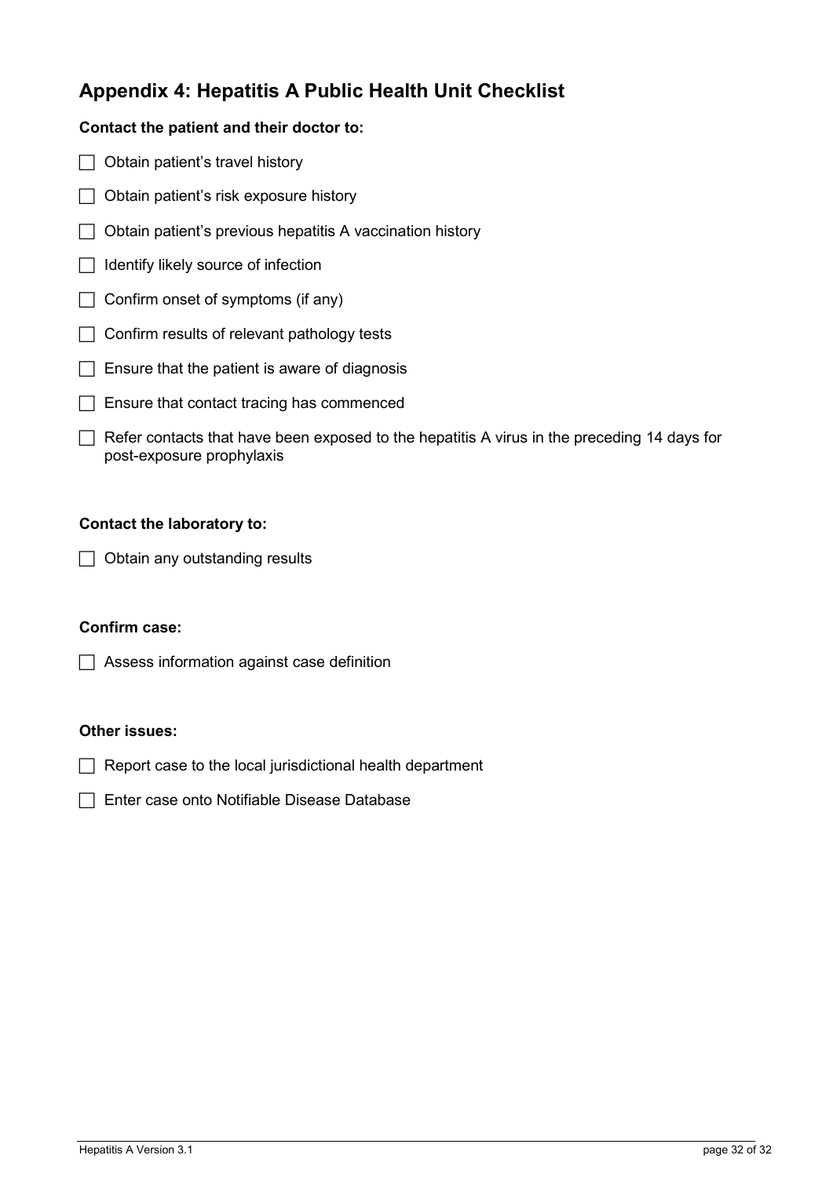## Appendix 4: Hepatitis A Public Health Unit Checklist

**Contact the patient and their doctor to:**

- [ ] Obtain patient's travel history
- [ ] Obtain patient's risk exposure history
- [ ] Obtain patient's previous hepatitis A vaccination history
- [ ] Identify likely source of infection
- [ ] Confirm onset of symptoms (if any)
- [ ] Confirm results of relevant pathology tests
- [ ] Ensure that the patient is aware of diagnosis
- [ ] Ensure that contact tracing has commenced
- [ ] Refer contacts that have been exposed to the hepatitis A virus in the preceding 14 days for post-exposure prophylaxis

**Contact the laboratory to:**

- [ ] Obtain any outstanding results

**Confirm case:**

- [ ] Assess information against case definition

**Other issues:**

- [ ] Report case to the local jurisdictional health department
- [ ] Enter case onto Notifiable Disease Database